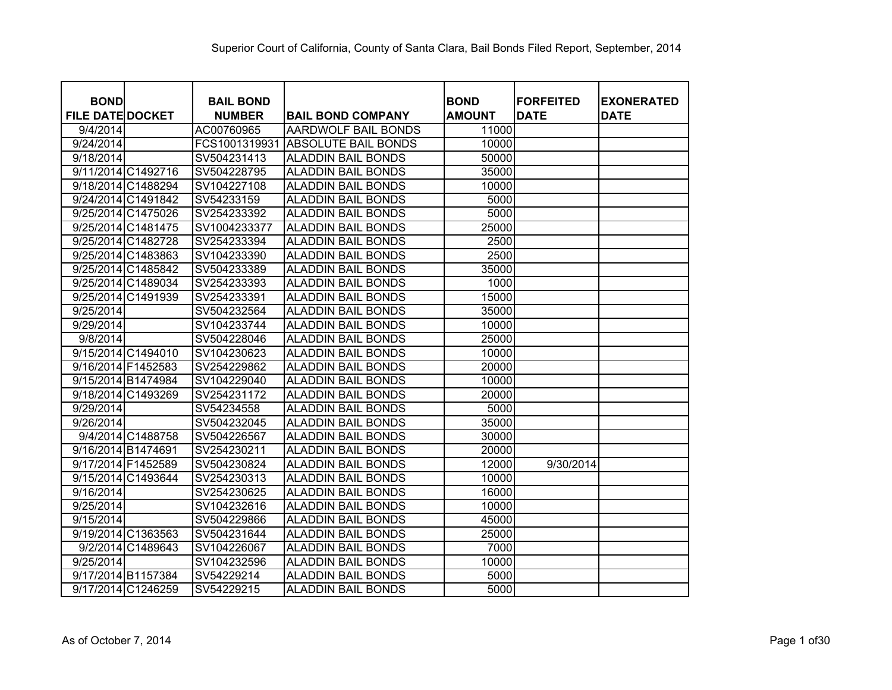Superior Court of California, County of Santa Clara, Bail Bonds Filed Report, September, 2014

| BOND FILE DATE | DOCKET | BAIL BOND NUMBER | BAIL BOND COMPANY | BOND AMOUNT | FORFEITED DATE | EXONERATED DATE |
|---|---|---|---|---|---|---|
| 9/4/2014 | | AC00760965 | AARDWOLF BAIL BONDS | 11000 | | |
| 9/24/2014 | | FCS1001319931 | ABSOLUTE BAIL BONDS | 10000 | | |
| 9/18/2014 | | SV504231413 | ALADDIN BAIL BONDS | 50000 | | |
| 9/11/2014 | C1492716 | SV504228795 | ALADDIN BAIL BONDS | 35000 | | |
| 9/18/2014 | C1488294 | SV104227108 | ALADDIN BAIL BONDS | 10000 | | |
| 9/24/2014 | C1491842 | SV54233159 | ALADDIN BAIL BONDS | 5000 | | |
| 9/25/2014 | C1475026 | SV254233392 | ALADDIN BAIL BONDS | 5000 | | |
| 9/25/2014 | C1481475 | SV1004233377 | ALADDIN BAIL BONDS | 25000 | | |
| 9/25/2014 | C1482728 | SV254233394 | ALADDIN BAIL BONDS | 2500 | | |
| 9/25/2014 | C1483863 | SV104233390 | ALADDIN BAIL BONDS | 2500 | | |
| 9/25/2014 | C1485842 | SV504233389 | ALADDIN BAIL BONDS | 35000 | | |
| 9/25/2014 | C1489034 | SV254233393 | ALADDIN BAIL BONDS | 1000 | | |
| 9/25/2014 | C1491939 | SV254233391 | ALADDIN BAIL BONDS | 15000 | | |
| 9/25/2014 | | SV504232564 | ALADDIN BAIL BONDS | 35000 | | |
| 9/29/2014 | | SV104233744 | ALADDIN BAIL BONDS | 10000 | | |
| 9/8/2014 | | SV504228046 | ALADDIN BAIL BONDS | 25000 | | |
| 9/15/2014 | C1494010 | SV104230623 | ALADDIN BAIL BONDS | 10000 | | |
| 9/16/2014 | F1452583 | SV254229862 | ALADDIN BAIL BONDS | 20000 | | |
| 9/15/2014 | B1474984 | SV104229040 | ALADDIN BAIL BONDS | 10000 | | |
| 9/18/2014 | C1493269 | SV254231172 | ALADDIN BAIL BONDS | 20000 | | |
| 9/29/2014 | | SV54234558 | ALADDIN BAIL BONDS | 5000 | | |
| 9/26/2014 | | SV504232045 | ALADDIN BAIL BONDS | 35000 | | |
| 9/4/2014 | C1488758 | SV504226567 | ALADDIN BAIL BONDS | 30000 | | |
| 9/16/2014 | B1474691 | SV254230211 | ALADDIN BAIL BONDS | 20000 | | |
| 9/17/2014 | F1452589 | SV504230824 | ALADDIN BAIL BONDS | 12000 | 9/30/2014 | |
| 9/15/2014 | C1493644 | SV254230313 | ALADDIN BAIL BONDS | 10000 | | |
| 9/16/2014 | | SV254230625 | ALADDIN BAIL BONDS | 16000 | | |
| 9/25/2014 | | SV104232616 | ALADDIN BAIL BONDS | 10000 | | |
| 9/15/2014 | | SV504229866 | ALADDIN BAIL BONDS | 45000 | | |
| 9/19/2014 | C1363563 | SV504231644 | ALADDIN BAIL BONDS | 25000 | | |
| 9/2/2014 | C1489643 | SV104226067 | ALADDIN BAIL BONDS | 7000 | | |
| 9/25/2014 | | SV104232596 | ALADDIN BAIL BONDS | 10000 | | |
| 9/17/2014 | B1157384 | SV54229214 | ALADDIN BAIL BONDS | 5000 | | |
| 9/17/2014 | C1246259 | SV54229215 | ALADDIN BAIL BONDS | 5000 | | |

As of October 7, 2014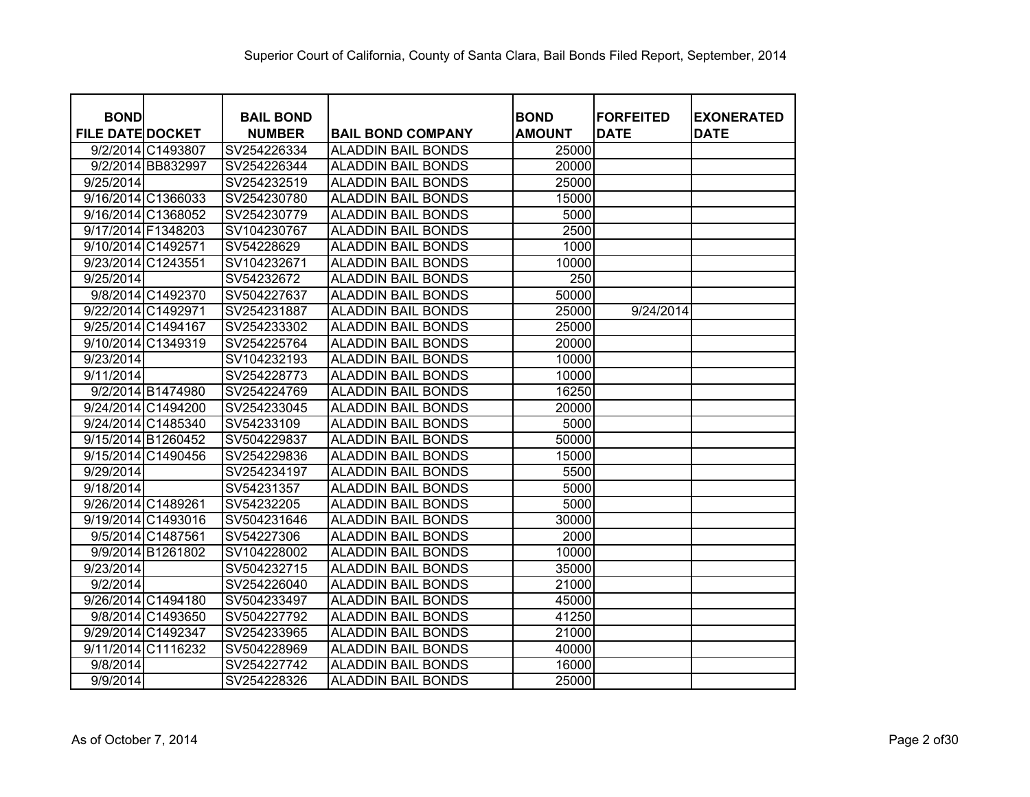Superior Court of California, County of Santa Clara, Bail Bonds Filed Report, September, 2014

| BOND FILE DATE | DOCKET | BAIL BOND NUMBER | BAIL BOND COMPANY | BOND AMOUNT | FORFEITED DATE | EXONERATED DATE |
|---|---|---|---|---|---|---|
| 9/2/2014 | C1493807 | SV254226334 | ALADDIN BAIL BONDS | 25000 | | |
| 9/2/2014 | BB832997 | SV254226344 | ALADDIN BAIL BONDS | 20000 | | |
| 9/25/2014 | | SV254232519 | ALADDIN BAIL BONDS | 25000 | | |
| 9/16/2014 | C1366033 | SV254230780 | ALADDIN BAIL BONDS | 15000 | | |
| 9/16/2014 | C1368052 | SV254230779 | ALADDIN BAIL BONDS | 5000 | | |
| 9/17/2014 | F1348203 | SV104230767 | ALADDIN BAIL BONDS | 2500 | | |
| 9/10/2014 | C1492571 | SV54228629 | ALADDIN BAIL BONDS | 1000 | | |
| 9/23/2014 | C1243551 | SV104232671 | ALADDIN BAIL BONDS | 10000 | | |
| 9/25/2014 | | SV54232672 | ALADDIN BAIL BONDS | 250 | | |
| 9/8/2014 | C1492370 | SV504227637 | ALADDIN BAIL BONDS | 50000 | | |
| 9/22/2014 | C1492971 | SV254231887 | ALADDIN BAIL BONDS | 25000 | 9/24/2014 | |
| 9/25/2014 | C1494167 | SV254233302 | ALADDIN BAIL BONDS | 25000 | | |
| 9/10/2014 | C1349319 | SV254225764 | ALADDIN BAIL BONDS | 20000 | | |
| 9/23/2014 | | SV104232193 | ALADDIN BAIL BONDS | 10000 | | |
| 9/11/2014 | | SV254228773 | ALADDIN BAIL BONDS | 10000 | | |
| 9/2/2014 | B1474980 | SV254224769 | ALADDIN BAIL BONDS | 16250 | | |
| 9/24/2014 | C1494200 | SV254233045 | ALADDIN BAIL BONDS | 20000 | | |
| 9/24/2014 | C1485340 | SV54233109 | ALADDIN BAIL BONDS | 5000 | | |
| 9/15/2014 | B1260452 | SV504229837 | ALADDIN BAIL BONDS | 50000 | | |
| 9/15/2014 | C1490456 | SV254229836 | ALADDIN BAIL BONDS | 15000 | | |
| 9/29/2014 | | SV254234197 | ALADDIN BAIL BONDS | 5500 | | |
| 9/18/2014 | | SV54231357 | ALADDIN BAIL BONDS | 5000 | | |
| 9/26/2014 | C1489261 | SV54232205 | ALADDIN BAIL BONDS | 5000 | | |
| 9/19/2014 | C1493016 | SV504231646 | ALADDIN BAIL BONDS | 30000 | | |
| 9/5/2014 | C1487561 | SV54227306 | ALADDIN BAIL BONDS | 2000 | | |
| 9/9/2014 | B1261802 | SV104228002 | ALADDIN BAIL BONDS | 10000 | | |
| 9/23/2014 | | SV504232715 | ALADDIN BAIL BONDS | 35000 | | |
| 9/2/2014 | | SV254226040 | ALADDIN BAIL BONDS | 21000 | | |
| 9/26/2014 | C1494180 | SV504233497 | ALADDIN BAIL BONDS | 45000 | | |
| 9/8/2014 | C1493650 | SV504227792 | ALADDIN BAIL BONDS | 41250 | | |
| 9/29/2014 | C1492347 | SV254233965 | ALADDIN BAIL BONDS | 21000 | | |
| 9/11/2014 | C1116232 | SV504228969 | ALADDIN BAIL BONDS | 40000 | | |
| 9/8/2014 | | SV254227742 | ALADDIN BAIL BONDS | 16000 | | |
| 9/9/2014 | | SV254228326 | ALADDIN BAIL BONDS | 25000 | | |

As of October 7, 2014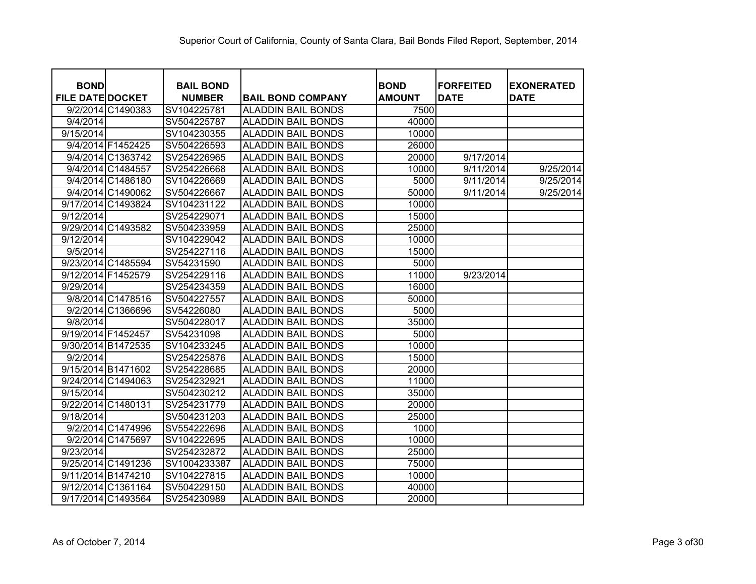Superior Court of California, County of Santa Clara, Bail Bonds Filed Report, September, 2014

| BOND FILE DATE | DOCKET | BAIL BOND NUMBER | BAIL BOND COMPANY | BOND AMOUNT | FORFEITED DATE | EXONERATED DATE |
|---|---|---|---|---|---|---|
| 9/2/2014 | C1490383 | SV104225781 | ALADDIN BAIL BONDS | 7500 | | |
| 9/4/2014 | | SV504225787 | ALADDIN BAIL BONDS | 40000 | | |
| 9/15/2014 | | SV104230355 | ALADDIN BAIL BONDS | 10000 | | |
| 9/4/2014 | F1452425 | SV504226593 | ALADDIN BAIL BONDS | 26000 | | |
| 9/4/2014 | C1363742 | SV254226965 | ALADDIN BAIL BONDS | 20000 | 9/17/2014 | |
| 9/4/2014 | C1484557 | SV254226668 | ALADDIN BAIL BONDS | 10000 | 9/11/2014 | 9/25/2014 |
| 9/4/2014 | C1486180 | SV104226669 | ALADDIN BAIL BONDS | 5000 | 9/11/2014 | 9/25/2014 |
| 9/4/2014 | C1490062 | SV504226667 | ALADDIN BAIL BONDS | 50000 | 9/11/2014 | 9/25/2014 |
| 9/17/2014 | C1493824 | SV104231122 | ALADDIN BAIL BONDS | 10000 | | |
| 9/12/2014 | | SV254229071 | ALADDIN BAIL BONDS | 15000 | | |
| 9/29/2014 | C1493582 | SV504233959 | ALADDIN BAIL BONDS | 25000 | | |
| 9/12/2014 | | SV104229042 | ALADDIN BAIL BONDS | 10000 | | |
| 9/5/2014 | | SV254227116 | ALADDIN BAIL BONDS | 15000 | | |
| 9/23/2014 | C1485594 | SV54231590 | ALADDIN BAIL BONDS | 5000 | | |
| 9/12/2014 | F1452579 | SV254229116 | ALADDIN BAIL BONDS | 11000 | 9/23/2014 | |
| 9/29/2014 | | SV254234359 | ALADDIN BAIL BONDS | 16000 | | |
| 9/8/2014 | C1478516 | SV504227557 | ALADDIN BAIL BONDS | 50000 | | |
| 9/2/2014 | C1366696 | SV54226080 | ALADDIN BAIL BONDS | 5000 | | |
| 9/8/2014 | | SV504228017 | ALADDIN BAIL BONDS | 35000 | | |
| 9/19/2014 | F1452457 | SV54231098 | ALADDIN BAIL BONDS | 5000 | | |
| 9/30/2014 | B1472535 | SV104233245 | ALADDIN BAIL BONDS | 10000 | | |
| 9/2/2014 | | SV254225876 | ALADDIN BAIL BONDS | 15000 | | |
| 9/15/2014 | B1471602 | SV254228685 | ALADDIN BAIL BONDS | 20000 | | |
| 9/24/2014 | C1494063 | SV254232921 | ALADDIN BAIL BONDS | 11000 | | |
| 9/15/2014 | | SV504230212 | ALADDIN BAIL BONDS | 35000 | | |
| 9/22/2014 | C1480131 | SV254231779 | ALADDIN BAIL BONDS | 20000 | | |
| 9/18/2014 | | SV504231203 | ALADDIN BAIL BONDS | 25000 | | |
| 9/2/2014 | C1474996 | SV554222696 | ALADDIN BAIL BONDS | 1000 | | |
| 9/2/2014 | C1475697 | SV104222695 | ALADDIN BAIL BONDS | 10000 | | |
| 9/23/2014 | | SV254232872 | ALADDIN BAIL BONDS | 25000 | | |
| 9/25/2014 | C1491236 | SV1004233387 | ALADDIN BAIL BONDS | 75000 | | |
| 9/11/2014 | B1474210 | SV104227815 | ALADDIN BAIL BONDS | 10000 | | |
| 9/12/2014 | C1361164 | SV504229150 | ALADDIN BAIL BONDS | 40000 | | |
| 9/17/2014 | C1493564 | SV254230989 | ALADDIN BAIL BONDS | 20000 | | |

As of October 7, 2014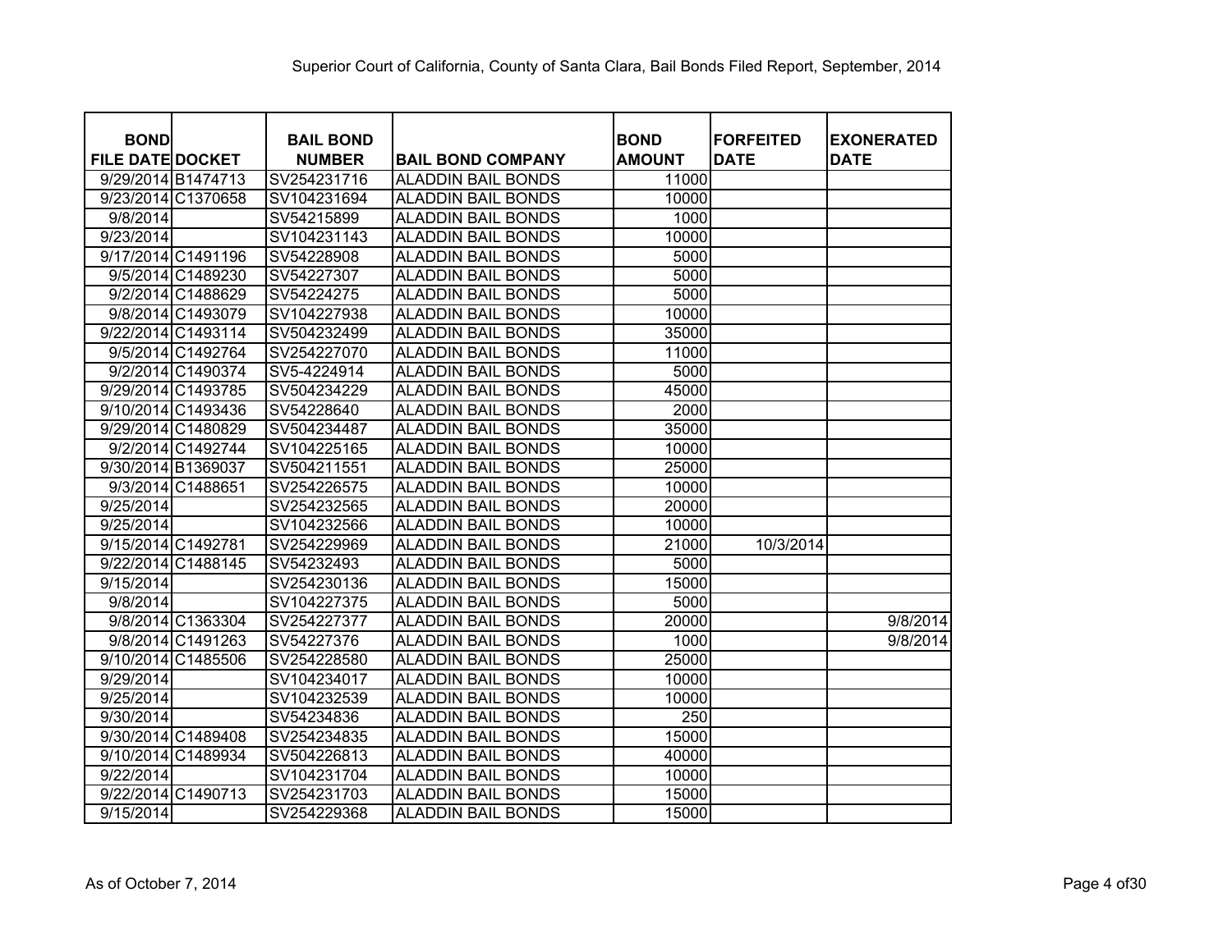Superior Court of California, County of Santa Clara, Bail Bonds Filed Report, September, 2014

| BOND FILE DATE | DOCKET | BAIL BOND NUMBER | BAIL BOND COMPANY | BOND AMOUNT | FORFEITED DATE | EXONERATED DATE |
|---|---|---|---|---|---|---|
| 9/29/2014 | B1474713 | SV254231716 | ALADDIN BAIL BONDS | 11000 | | |
| 9/23/2014 | C1370658 | SV104231694 | ALADDIN BAIL BONDS | 10000 | | |
| 9/8/2014 | | SV54215899 | ALADDIN BAIL BONDS | 1000 | | |
| 9/23/2014 | | SV104231143 | ALADDIN BAIL BONDS | 10000 | | |
| 9/17/2014 | C1491196 | SV54228908 | ALADDIN BAIL BONDS | 5000 | | |
| 9/5/2014 | C1489230 | SV54227307 | ALADDIN BAIL BONDS | 5000 | | |
| 9/2/2014 | C1488629 | SV54224275 | ALADDIN BAIL BONDS | 5000 | | |
| 9/8/2014 | C1493079 | SV104227938 | ALADDIN BAIL BONDS | 10000 | | |
| 9/22/2014 | C1493114 | SV504232499 | ALADDIN BAIL BONDS | 35000 | | |
| 9/5/2014 | C1492764 | SV254227070 | ALADDIN BAIL BONDS | 11000 | | |
| 9/2/2014 | C1490374 | SV5-4224914 | ALADDIN BAIL BONDS | 5000 | | |
| 9/29/2014 | C1493785 | SV504234229 | ALADDIN BAIL BONDS | 45000 | | |
| 9/10/2014 | C1493436 | SV54228640 | ALADDIN BAIL BONDS | 2000 | | |
| 9/29/2014 | C1480829 | SV504234487 | ALADDIN BAIL BONDS | 35000 | | |
| 9/2/2014 | C1492744 | SV104225165 | ALADDIN BAIL BONDS | 10000 | | |
| 9/30/2014 | B1369037 | SV504211551 | ALADDIN BAIL BONDS | 25000 | | |
| 9/3/2014 | C1488651 | SV254226575 | ALADDIN BAIL BONDS | 10000 | | |
| 9/25/2014 | | SV254232565 | ALADDIN BAIL BONDS | 20000 | | |
| 9/25/2014 | | SV104232566 | ALADDIN BAIL BONDS | 10000 | | |
| 9/15/2014 | C1492781 | SV254229969 | ALADDIN BAIL BONDS | 21000 | 10/3/2014 | |
| 9/22/2014 | C1488145 | SV54232493 | ALADDIN BAIL BONDS | 5000 | | |
| 9/15/2014 | | SV254230136 | ALADDIN BAIL BONDS | 15000 | | |
| 9/8/2014 | | SV104227375 | ALADDIN BAIL BONDS | 5000 | | |
| 9/8/2014 | C1363304 | SV254227377 | ALADDIN BAIL BONDS | 20000 | | 9/8/2014 |
| 9/8/2014 | C1491263 | SV54227376 | ALADDIN BAIL BONDS | 1000 | | 9/8/2014 |
| 9/10/2014 | C1485506 | SV254228580 | ALADDIN BAIL BONDS | 25000 | | |
| 9/29/2014 | | SV104234017 | ALADDIN BAIL BONDS | 10000 | | |
| 9/25/2014 | | SV104232539 | ALADDIN BAIL BONDS | 10000 | | |
| 9/30/2014 | | SV54234836 | ALADDIN BAIL BONDS | 250 | | |
| 9/30/2014 | C1489408 | SV254234835 | ALADDIN BAIL BONDS | 15000 | | |
| 9/10/2014 | C1489934 | SV504226813 | ALADDIN BAIL BONDS | 40000 | | |
| 9/22/2014 | | SV104231704 | ALADDIN BAIL BONDS | 10000 | | |
| 9/22/2014 | C1490713 | SV254231703 | ALADDIN BAIL BONDS | 15000 | | |
| 9/15/2014 | | SV254229368 | ALADDIN BAIL BONDS | 15000 | | |

As of October 7, 2014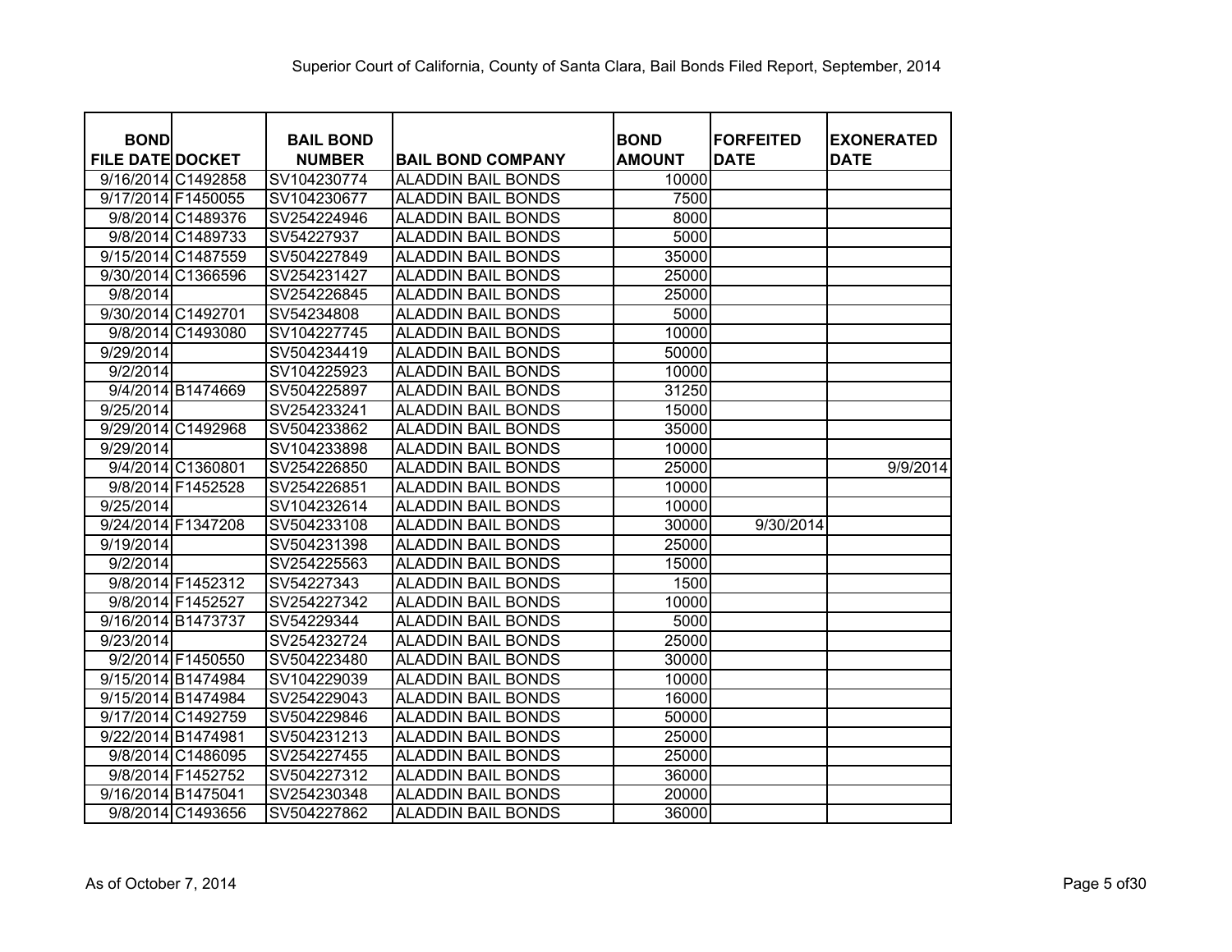Superior Court of California, County of Santa Clara, Bail Bonds Filed Report, September, 2014

| BOND FILE DATE | DOCKET | BAIL BOND NUMBER | BAIL BOND COMPANY | BOND AMOUNT | FORFEITED DATE | EXONERATED DATE |
|---|---|---|---|---|---|---|
| 9/16/2014 | C1492858 | SV104230774 | ALADDIN BAIL BONDS | 10000 | | |
| 9/17/2014 | F1450055 | SV104230677 | ALADDIN BAIL BONDS | 7500 | | |
| 9/8/2014 | C1489376 | SV254224946 | ALADDIN BAIL BONDS | 8000 | | |
| 9/8/2014 | C1489733 | SV54227937 | ALADDIN BAIL BONDS | 5000 | | |
| 9/15/2014 | C1487559 | SV504227849 | ALADDIN BAIL BONDS | 35000 | | |
| 9/30/2014 | C1366596 | SV254231427 | ALADDIN BAIL BONDS | 25000 | | |
| 9/8/2014 | | SV254226845 | ALADDIN BAIL BONDS | 25000 | | |
| 9/30/2014 | C1492701 | SV54234808 | ALADDIN BAIL BONDS | 5000 | | |
| 9/8/2014 | C1493080 | SV104227745 | ALADDIN BAIL BONDS | 10000 | | |
| 9/29/2014 | | SV504234419 | ALADDIN BAIL BONDS | 50000 | | |
| 9/2/2014 | | SV104225923 | ALADDIN BAIL BONDS | 10000 | | |
| 9/4/2014 | B1474669 | SV504225897 | ALADDIN BAIL BONDS | 31250 | | |
| 9/25/2014 | | SV254233241 | ALADDIN BAIL BONDS | 15000 | | |
| 9/29/2014 | C1492968 | SV504233862 | ALADDIN BAIL BONDS | 35000 | | |
| 9/29/2014 | | SV104233898 | ALADDIN BAIL BONDS | 10000 | | |
| 9/4/2014 | C1360801 | SV254226850 | ALADDIN BAIL BONDS | 25000 | | 9/9/2014 |
| 9/8/2014 | F1452528 | SV254226851 | ALADDIN BAIL BONDS | 10000 | | |
| 9/25/2014 | | SV104232614 | ALADDIN BAIL BONDS | 10000 | | |
| 9/24/2014 | F1347208 | SV504233108 | ALADDIN BAIL BONDS | 30000 | 9/30/2014 | |
| 9/19/2014 | | SV504231398 | ALADDIN BAIL BONDS | 25000 | | |
| 9/2/2014 | | SV254225563 | ALADDIN BAIL BONDS | 15000 | | |
| 9/8/2014 | F1452312 | SV54227343 | ALADDIN BAIL BONDS | 1500 | | |
| 9/8/2014 | F1452527 | SV254227342 | ALADDIN BAIL BONDS | 10000 | | |
| 9/16/2014 | B1473737 | SV54229344 | ALADDIN BAIL BONDS | 5000 | | |
| 9/23/2014 | | SV254232724 | ALADDIN BAIL BONDS | 25000 | | |
| 9/2/2014 | F1450550 | SV504223480 | ALADDIN BAIL BONDS | 30000 | | |
| 9/15/2014 | B1474984 | SV104229039 | ALADDIN BAIL BONDS | 10000 | | |
| 9/15/2014 | B1474984 | SV254229043 | ALADDIN BAIL BONDS | 16000 | | |
| 9/17/2014 | C1492759 | SV504229846 | ALADDIN BAIL BONDS | 50000 | | |
| 9/22/2014 | B1474981 | SV504231213 | ALADDIN BAIL BONDS | 25000 | | |
| 9/8/2014 | C1486095 | SV254227455 | ALADDIN BAIL BONDS | 25000 | | |
| 9/8/2014 | F1452752 | SV504227312 | ALADDIN BAIL BONDS | 36000 | | |
| 9/16/2014 | B1475041 | SV254230348 | ALADDIN BAIL BONDS | 20000 | | |
| 9/8/2014 | C1493656 | SV504227862 | ALADDIN BAIL BONDS | 36000 | | |

As of October 7, 2014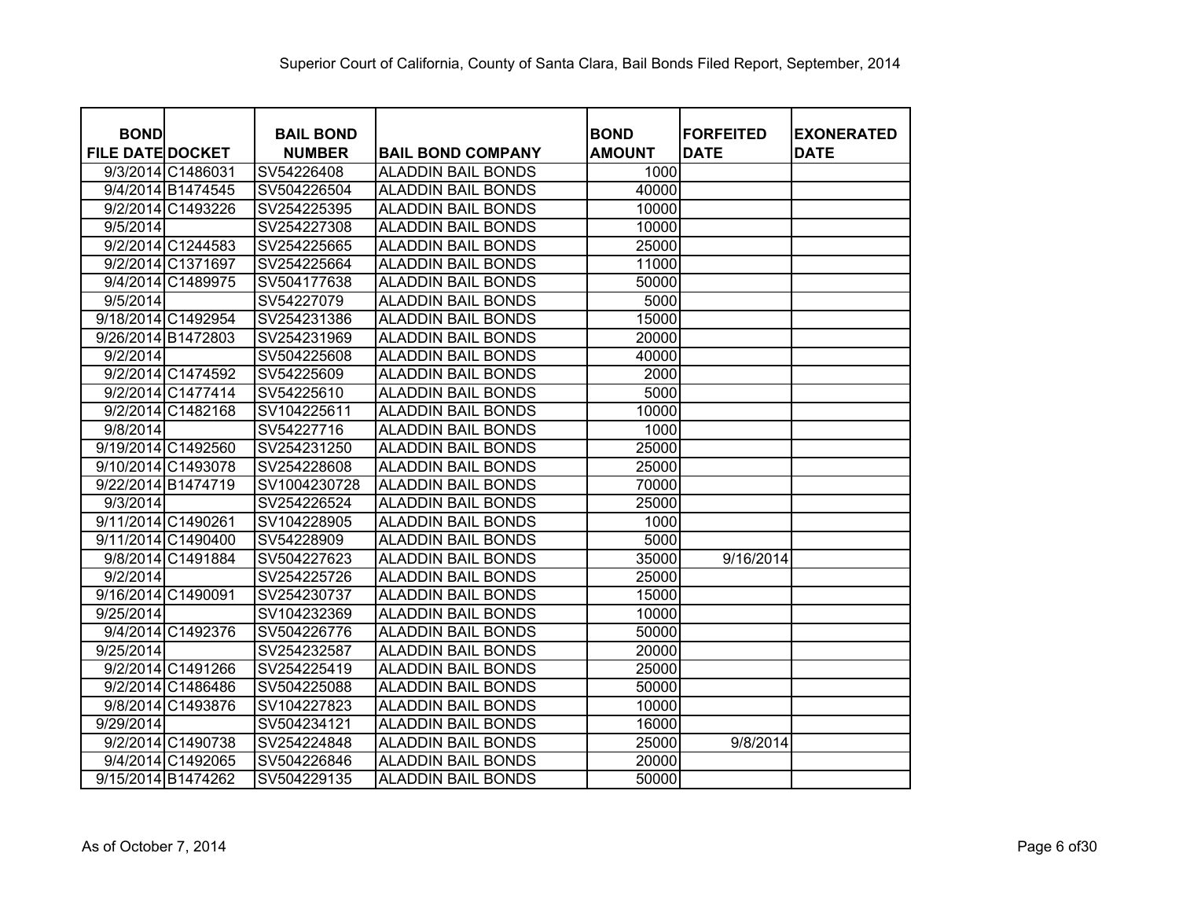Superior Court of California, County of Santa Clara, Bail Bonds Filed Report, September, 2014

| BOND FILE DATE | DOCKET | BAIL BOND NUMBER | BAIL BOND COMPANY | BOND AMOUNT | FORFEITED DATE | EXONERATED DATE |
|---|---|---|---|---|---|---|
| 9/3/2014 | C1486031 | SV54226408 | ALADDIN BAIL BONDS | 1000 | | |
| 9/4/2014 | B1474545 | SV504226504 | ALADDIN BAIL BONDS | 40000 | | |
| 9/2/2014 | C1493226 | SV254225395 | ALADDIN BAIL BONDS | 10000 | | |
| 9/5/2014 | | SV254227308 | ALADDIN BAIL BONDS | 10000 | | |
| 9/2/2014 | C1244583 | SV254225665 | ALADDIN BAIL BONDS | 25000 | | |
| 9/2/2014 | C1371697 | SV254225664 | ALADDIN BAIL BONDS | 11000 | | |
| 9/4/2014 | C1489975 | SV504177638 | ALADDIN BAIL BONDS | 50000 | | |
| 9/5/2014 | | SV54227079 | ALADDIN BAIL BONDS | 5000 | | |
| 9/18/2014 | C1492954 | SV254231386 | ALADDIN BAIL BONDS | 15000 | | |
| 9/26/2014 | B1472803 | SV254231969 | ALADDIN BAIL BONDS | 20000 | | |
| 9/2/2014 | | SV504225608 | ALADDIN BAIL BONDS | 40000 | | |
| 9/2/2014 | C1474592 | SV54225609 | ALADDIN BAIL BONDS | 2000 | | |
| 9/2/2014 | C1477414 | SV54225610 | ALADDIN BAIL BONDS | 5000 | | |
| 9/2/2014 | C1482168 | SV104225611 | ALADDIN BAIL BONDS | 10000 | | |
| 9/8/2014 | | SV54227716 | ALADDIN BAIL BONDS | 1000 | | |
| 9/19/2014 | C1492560 | SV254231250 | ALADDIN BAIL BONDS | 25000 | | |
| 9/10/2014 | C1493078 | SV254228608 | ALADDIN BAIL BONDS | 25000 | | |
| 9/22/2014 | B1474719 | SV1004230728 | ALADDIN BAIL BONDS | 70000 | | |
| 9/3/2014 | | SV254226524 | ALADDIN BAIL BONDS | 25000 | | |
| 9/11/2014 | C1490261 | SV104228905 | ALADDIN BAIL BONDS | 1000 | | |
| 9/11/2014 | C1490400 | SV54228909 | ALADDIN BAIL BONDS | 5000 | | |
| 9/8/2014 | C1491884 | SV504227623 | ALADDIN BAIL BONDS | 35000 | 9/16/2014 | |
| 9/2/2014 | | SV254225726 | ALADDIN BAIL BONDS | 25000 | | |
| 9/16/2014 | C1490091 | SV254230737 | ALADDIN BAIL BONDS | 15000 | | |
| 9/25/2014 | | SV104232369 | ALADDIN BAIL BONDS | 10000 | | |
| 9/4/2014 | C1492376 | SV504226776 | ALADDIN BAIL BONDS | 50000 | | |
| 9/25/2014 | | SV254232587 | ALADDIN BAIL BONDS | 20000 | | |
| 9/2/2014 | C1491266 | SV254225419 | ALADDIN BAIL BONDS | 25000 | | |
| 9/2/2014 | C1486486 | SV504225088 | ALADDIN BAIL BONDS | 50000 | | |
| 9/8/2014 | C1493876 | SV104227823 | ALADDIN BAIL BONDS | 10000 | | |
| 9/29/2014 | | SV504234121 | ALADDIN BAIL BONDS | 16000 | | |
| 9/2/2014 | C1490738 | SV254224848 | ALADDIN BAIL BONDS | 25000 | 9/8/2014 | |
| 9/4/2014 | C1492065 | SV504226846 | ALADDIN BAIL BONDS | 20000 | | |
| 9/15/2014 | B1474262 | SV504229135 | ALADDIN BAIL BONDS | 50000 | | |

As of October 7, 2014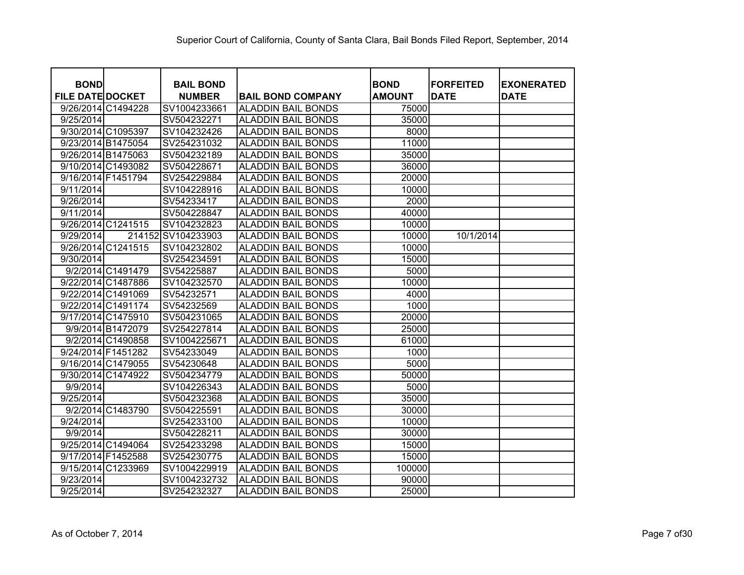Superior Court of California, County of Santa Clara, Bail Bonds Filed Report, September, 2014

| BOND FILE DATE | DOCKET | BAIL BOND NUMBER | BAIL BOND COMPANY | BOND AMOUNT | FORFEITED DATE | EXONERATED DATE |
|---|---|---|---|---|---|---|
| 9/26/2014 | C1494228 | SV1004233661 | ALADDIN BAIL BONDS | 75000 | | |
| 9/25/2014 | | SV504232271 | ALADDIN BAIL BONDS | 35000 | | |
| 9/30/2014 | C1095397 | SV104232426 | ALADDIN BAIL BONDS | 8000 | | |
| 9/23/2014 | B1475054 | SV254231032 | ALADDIN BAIL BONDS | 11000 | | |
| 9/26/2014 | B1475063 | SV504232189 | ALADDIN BAIL BONDS | 35000 | | |
| 9/10/2014 | C1493082 | SV504228671 | ALADDIN BAIL BONDS | 36000 | | |
| 9/16/2014 | F1451794 | SV254229884 | ALADDIN BAIL BONDS | 20000 | | |
| 9/11/2014 | | SV104228916 | ALADDIN BAIL BONDS | 10000 | | |
| 9/26/2014 | | SV54233417 | ALADDIN BAIL BONDS | 2000 | | |
| 9/11/2014 | | SV504228847 | ALADDIN BAIL BONDS | 40000 | | |
| 9/26/2014 | C1241515 | SV104232823 | ALADDIN BAIL BONDS | 10000 | | |
| 9/29/2014 | 214152 | SV104233903 | ALADDIN BAIL BONDS | 10000 | 10/1/2014 | |
| 9/26/2014 | C1241515 | SV104232802 | ALADDIN BAIL BONDS | 10000 | | |
| 9/30/2014 | | SV254234591 | ALADDIN BAIL BONDS | 15000 | | |
| 9/2/2014 | C1491479 | SV54225887 | ALADDIN BAIL BONDS | 5000 | | |
| 9/22/2014 | C1487886 | SV104232570 | ALADDIN BAIL BONDS | 10000 | | |
| 9/22/2014 | C1491069 | SV54232571 | ALADDIN BAIL BONDS | 4000 | | |
| 9/22/2014 | C1491174 | SV54232569 | ALADDIN BAIL BONDS | 1000 | | |
| 9/17/2014 | C1475910 | SV504231065 | ALADDIN BAIL BONDS | 20000 | | |
| 9/9/2014 | B1472079 | SV254227814 | ALADDIN BAIL BONDS | 25000 | | |
| 9/2/2014 | C1490858 | SV1004225671 | ALADDIN BAIL BONDS | 61000 | | |
| 9/24/2014 | F1451282 | SV54233049 | ALADDIN BAIL BONDS | 1000 | | |
| 9/16/2014 | C1479055 | SV54230648 | ALADDIN BAIL BONDS | 5000 | | |
| 9/30/2014 | C1474922 | SV504234779 | ALADDIN BAIL BONDS | 50000 | | |
| 9/9/2014 | | SV104226343 | ALADDIN BAIL BONDS | 5000 | | |
| 9/25/2014 | | SV504232368 | ALADDIN BAIL BONDS | 35000 | | |
| 9/2/2014 | C1483790 | SV504225591 | ALADDIN BAIL BONDS | 30000 | | |
| 9/24/2014 | | SV254233100 | ALADDIN BAIL BONDS | 10000 | | |
| 9/9/2014 | | SV504228211 | ALADDIN BAIL BONDS | 30000 | | |
| 9/25/2014 | C1494064 | SV254233298 | ALADDIN BAIL BONDS | 15000 | | |
| 9/17/2014 | F1452588 | SV254230775 | ALADDIN BAIL BONDS | 15000 | | |
| 9/15/2014 | C1233969 | SV1004229919 | ALADDIN BAIL BONDS | 100000 | | |
| 9/23/2014 | | SV1004232732 | ALADDIN BAIL BONDS | 90000 | | |
| 9/25/2014 | | SV254232327 | ALADDIN BAIL BONDS | 25000 | | |

As of October 7, 2014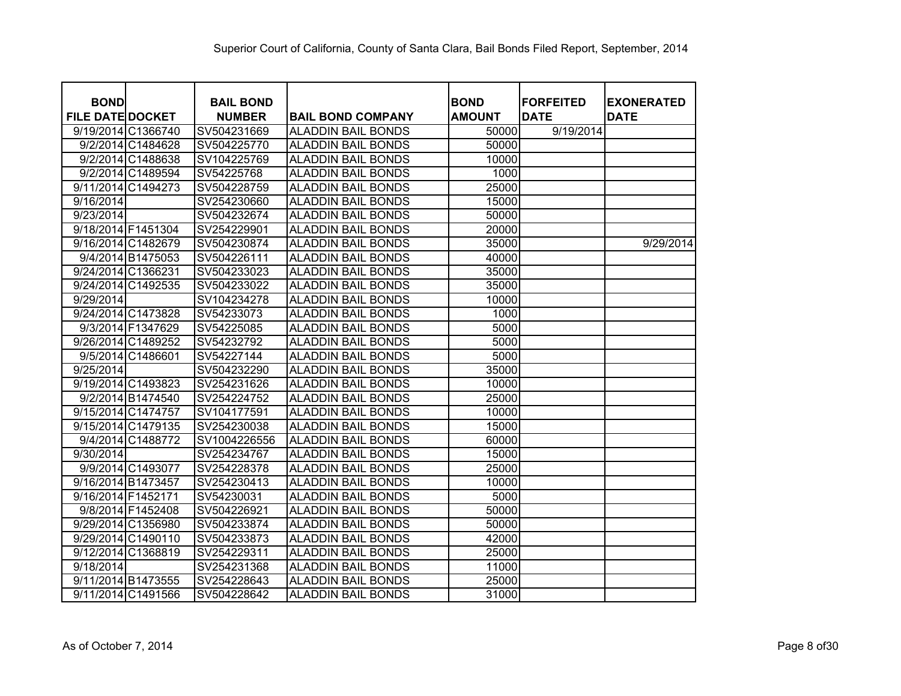Superior Court of California, County of Santa Clara, Bail Bonds Filed Report, September, 2014

| BOND FILE DATE | DOCKET | BAIL BOND NUMBER | BAIL BOND COMPANY | BOND AMOUNT | FORFEITED DATE | EXONERATED DATE |
|---|---|---|---|---|---|---|
| 9/19/2014 | C1366740 | SV504231669 | ALADDIN BAIL BONDS | 50000 | 9/19/2014 | |
| 9/2/2014 | C1484628 | SV504225770 | ALADDIN BAIL BONDS | 50000 | | |
| 9/2/2014 | C1488638 | SV104225769 | ALADDIN BAIL BONDS | 10000 | | |
| 9/2/2014 | C1489594 | SV54225768 | ALADDIN BAIL BONDS | 1000 | | |
| 9/11/2014 | C1494273 | SV504228759 | ALADDIN BAIL BONDS | 25000 | | |
| 9/16/2014 | | SV254230660 | ALADDIN BAIL BONDS | 15000 | | |
| 9/23/2014 | | SV504232674 | ALADDIN BAIL BONDS | 50000 | | |
| 9/18/2014 | F1451304 | SV254229901 | ALADDIN BAIL BONDS | 20000 | | |
| 9/16/2014 | C1482679 | SV504230874 | ALADDIN BAIL BONDS | 35000 | | 9/29/2014 |
| 9/4/2014 | B1475053 | SV504226111 | ALADDIN BAIL BONDS | 40000 | | |
| 9/24/2014 | C1366231 | SV504233023 | ALADDIN BAIL BONDS | 35000 | | |
| 9/24/2014 | C1492535 | SV504233022 | ALADDIN BAIL BONDS | 35000 | | |
| 9/29/2014 | | SV104234278 | ALADDIN BAIL BONDS | 10000 | | |
| 9/24/2014 | C1473828 | SV54233073 | ALADDIN BAIL BONDS | 1000 | | |
| 9/3/2014 | F1347629 | SV54225085 | ALADDIN BAIL BONDS | 5000 | | |
| 9/26/2014 | C1489252 | SV54232792 | ALADDIN BAIL BONDS | 5000 | | |
| 9/5/2014 | C1486601 | SV54227144 | ALADDIN BAIL BONDS | 5000 | | |
| 9/25/2014 | | SV504232290 | ALADDIN BAIL BONDS | 35000 | | |
| 9/19/2014 | C1493823 | SV254231626 | ALADDIN BAIL BONDS | 10000 | | |
| 9/2/2014 | B1474540 | SV254224752 | ALADDIN BAIL BONDS | 25000 | | |
| 9/15/2014 | C1474757 | SV104177591 | ALADDIN BAIL BONDS | 10000 | | |
| 9/15/2014 | C1479135 | SV254230038 | ALADDIN BAIL BONDS | 15000 | | |
| 9/4/2014 | C1488772 | SV1004226556 | ALADDIN BAIL BONDS | 60000 | | |
| 9/30/2014 | | SV254234767 | ALADDIN BAIL BONDS | 15000 | | |
| 9/9/2014 | C1493077 | SV254228378 | ALADDIN BAIL BONDS | 25000 | | |
| 9/16/2014 | B1473457 | SV254230413 | ALADDIN BAIL BONDS | 10000 | | |
| 9/16/2014 | F1452171 | SV54230031 | ALADDIN BAIL BONDS | 5000 | | |
| 9/8/2014 | F1452408 | SV504226921 | ALADDIN BAIL BONDS | 50000 | | |
| 9/29/2014 | C1356980 | SV504233874 | ALADDIN BAIL BONDS | 50000 | | |
| 9/29/2014 | C1490110 | SV504233873 | ALADDIN BAIL BONDS | 42000 | | |
| 9/12/2014 | C1368819 | SV254229311 | ALADDIN BAIL BONDS | 25000 | | |
| 9/18/2014 | | SV254231368 | ALADDIN BAIL BONDS | 11000 | | |
| 9/11/2014 | B1473555 | SV254228643 | ALADDIN BAIL BONDS | 25000 | | |
| 9/11/2014 | C1491566 | SV504228642 | ALADDIN BAIL BONDS | 31000 | | |

As of October 7, 2014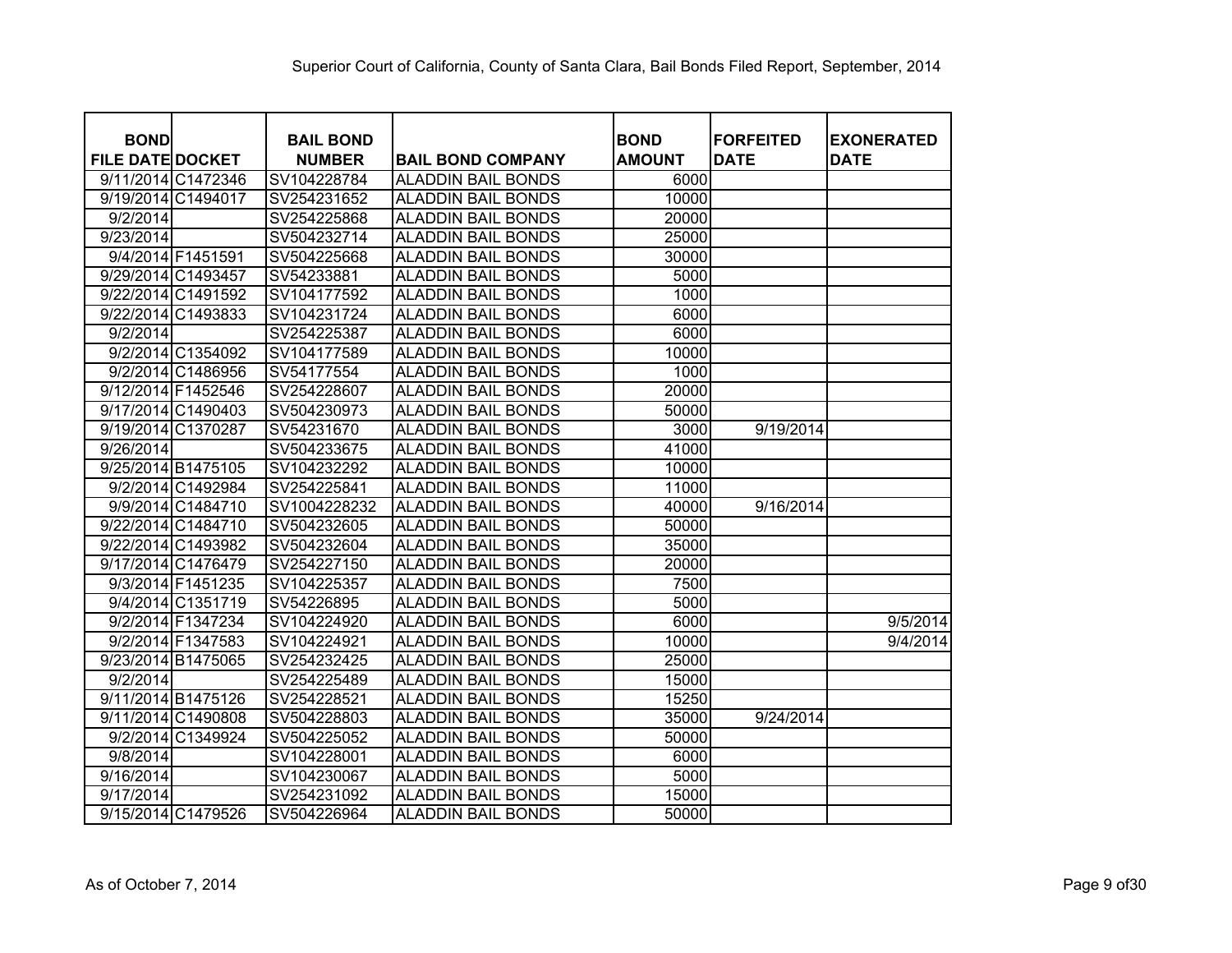Superior Court of California, County of Santa Clara, Bail Bonds Filed Report, September, 2014

| BOND FILE DATE | DOCKET | BAIL BOND NUMBER | BAIL BOND COMPANY | BOND AMOUNT | FORFEITED DATE | EXONERATED DATE |
|---|---|---|---|---|---|---|
| 9/11/2014 | C1472346 | SV104228784 | ALADDIN BAIL BONDS | 6000 | | |
| 9/19/2014 | C1494017 | SV254231652 | ALADDIN BAIL BONDS | 10000 | | |
| 9/2/2014 | | SV254225868 | ALADDIN BAIL BONDS | 20000 | | |
| 9/23/2014 | | SV504232714 | ALADDIN BAIL BONDS | 25000 | | |
| 9/4/2014 | F1451591 | SV504225668 | ALADDIN BAIL BONDS | 30000 | | |
| 9/29/2014 | C1493457 | SV54233881 | ALADDIN BAIL BONDS | 5000 | | |
| 9/22/2014 | C1491592 | SV104177592 | ALADDIN BAIL BONDS | 1000 | | |
| 9/22/2014 | C1493833 | SV104231724 | ALADDIN BAIL BONDS | 6000 | | |
| 9/2/2014 | | SV254225387 | ALADDIN BAIL BONDS | 6000 | | |
| 9/2/2014 | C1354092 | SV104177589 | ALADDIN BAIL BONDS | 10000 | | |
| 9/2/2014 | C1486956 | SV54177554 | ALADDIN BAIL BONDS | 1000 | | |
| 9/12/2014 | F1452546 | SV254228607 | ALADDIN BAIL BONDS | 20000 | | |
| 9/17/2014 | C1490403 | SV504230973 | ALADDIN BAIL BONDS | 50000 | | |
| 9/19/2014 | C1370287 | SV54231670 | ALADDIN BAIL BONDS | 3000 | 9/19/2014 | |
| 9/26/2014 | | SV504233675 | ALADDIN BAIL BONDS | 41000 | | |
| 9/25/2014 | B1475105 | SV104232292 | ALADDIN BAIL BONDS | 10000 | | |
| 9/2/2014 | C1492984 | SV254225841 | ALADDIN BAIL BONDS | 11000 | | |
| 9/9/2014 | C1484710 | SV1004228232 | ALADDIN BAIL BONDS | 40000 | 9/16/2014 | |
| 9/22/2014 | C1484710 | SV504232605 | ALADDIN BAIL BONDS | 50000 | | |
| 9/22/2014 | C1493982 | SV504232604 | ALADDIN BAIL BONDS | 35000 | | |
| 9/17/2014 | C1476479 | SV254227150 | ALADDIN BAIL BONDS | 20000 | | |
| 9/3/2014 | F1451235 | SV104225357 | ALADDIN BAIL BONDS | 7500 | | |
| 9/4/2014 | C1351719 | SV54226895 | ALADDIN BAIL BONDS | 5000 | | |
| 9/2/2014 | F1347234 | SV104224920 | ALADDIN BAIL BONDS | 6000 | | 9/5/2014 |
| 9/2/2014 | F1347583 | SV104224921 | ALADDIN BAIL BONDS | 10000 | | 9/4/2014 |
| 9/23/2014 | B1475065 | SV254232425 | ALADDIN BAIL BONDS | 25000 | | |
| 9/2/2014 | | SV254225489 | ALADDIN BAIL BONDS | 15000 | | |
| 9/11/2014 | B1475126 | SV254228521 | ALADDIN BAIL BONDS | 15250 | | |
| 9/11/2014 | C1490808 | SV504228803 | ALADDIN BAIL BONDS | 35000 | 9/24/2014 | |
| 9/2/2014 | C1349924 | SV504225052 | ALADDIN BAIL BONDS | 50000 | | |
| 9/8/2014 | | SV104228001 | ALADDIN BAIL BONDS | 6000 | | |
| 9/16/2014 | | SV104230067 | ALADDIN BAIL BONDS | 5000 | | |
| 9/17/2014 | | SV254231092 | ALADDIN BAIL BONDS | 15000 | | |
| 9/15/2014 | C1479526 | SV504226964 | ALADDIN BAIL BONDS | 50000 | | |

As of October 7, 2014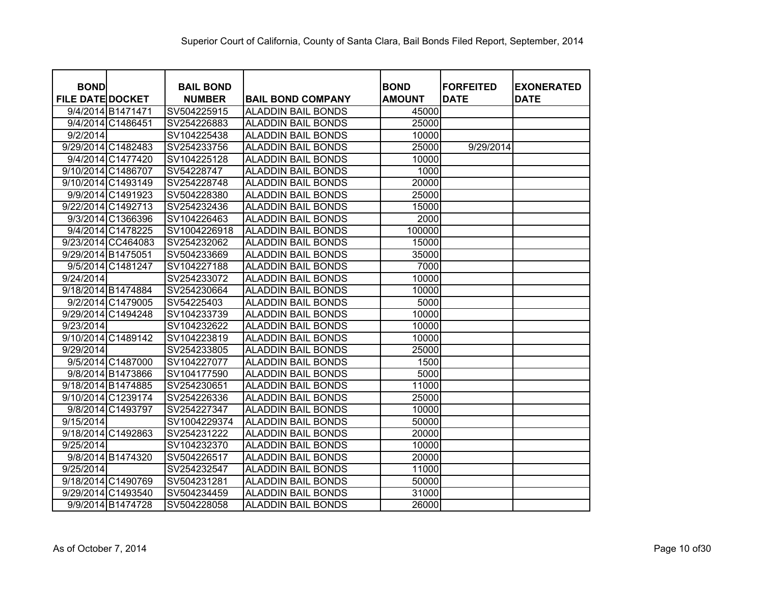Superior Court of California, County of Santa Clara, Bail Bonds Filed Report, September, 2014

| BOND FILE DATE | DOCKET | BAIL BOND NUMBER | BAIL BOND COMPANY | BOND AMOUNT | FORFEITED DATE | EXONERATED DATE |
|---|---|---|---|---|---|---|
| 9/4/2014 | B1471471 | SV504225915 | ALADDIN BAIL BONDS | 45000 | | |
| 9/4/2014 | C1486451 | SV254226883 | ALADDIN BAIL BONDS | 25000 | | |
| 9/2/2014 | | SV104225438 | ALADDIN BAIL BONDS | 10000 | | |
| 9/29/2014 | C1482483 | SV254233756 | ALADDIN BAIL BONDS | 25000 | 9/29/2014 | |
| 9/4/2014 | C1477420 | SV104225128 | ALADDIN BAIL BONDS | 10000 | | |
| 9/10/2014 | C1486707 | SV54228747 | ALADDIN BAIL BONDS | 1000 | | |
| 9/10/2014 | C1493149 | SV254228748 | ALADDIN BAIL BONDS | 20000 | | |
| 9/9/2014 | C1491923 | SV504228380 | ALADDIN BAIL BONDS | 25000 | | |
| 9/22/2014 | C1492713 | SV254232436 | ALADDIN BAIL BONDS | 15000 | | |
| 9/3/2014 | C1366396 | SV104226463 | ALADDIN BAIL BONDS | 2000 | | |
| 9/4/2014 | C1478225 | SV1004226918 | ALADDIN BAIL BONDS | 100000 | | |
| 9/23/2014 | CC464083 | SV254232062 | ALADDIN BAIL BONDS | 15000 | | |
| 9/29/2014 | B1475051 | SV504233669 | ALADDIN BAIL BONDS | 35000 | | |
| 9/5/2014 | C1481247 | SV104227188 | ALADDIN BAIL BONDS | 7000 | | |
| 9/24/2014 | | SV254233072 | ALADDIN BAIL BONDS | 10000 | | |
| 9/18/2014 | B1474884 | SV254230664 | ALADDIN BAIL BONDS | 10000 | | |
| 9/2/2014 | C1479005 | SV54225403 | ALADDIN BAIL BONDS | 5000 | | |
| 9/29/2014 | C1494248 | SV104233739 | ALADDIN BAIL BONDS | 10000 | | |
| 9/23/2014 | | SV104232622 | ALADDIN BAIL BONDS | 10000 | | |
| 9/10/2014 | C1489142 | SV104223819 | ALADDIN BAIL BONDS | 10000 | | |
| 9/29/2014 | | SV254233805 | ALADDIN BAIL BONDS | 25000 | | |
| 9/5/2014 | C1487000 | SV104227077 | ALADDIN BAIL BONDS | 1500 | | |
| 9/8/2014 | B1473866 | SV104177590 | ALADDIN BAIL BONDS | 5000 | | |
| 9/18/2014 | B1474885 | SV254230651 | ALADDIN BAIL BONDS | 11000 | | |
| 9/10/2014 | C1239174 | SV254226336 | ALADDIN BAIL BONDS | 25000 | | |
| 9/8/2014 | C1493797 | SV254227347 | ALADDIN BAIL BONDS | 10000 | | |
| 9/15/2014 | | SV1004229374 | ALADDIN BAIL BONDS | 50000 | | |
| 9/18/2014 | C1492863 | SV254231222 | ALADDIN BAIL BONDS | 20000 | | |
| 9/25/2014 | | SV104232370 | ALADDIN BAIL BONDS | 10000 | | |
| 9/8/2014 | B1474320 | SV504226517 | ALADDIN BAIL BONDS | 20000 | | |
| 9/25/2014 | | SV254232547 | ALADDIN BAIL BONDS | 11000 | | |
| 9/18/2014 | C1490769 | SV504231281 | ALADDIN BAIL BONDS | 50000 | | |
| 9/29/2014 | C1493540 | SV504234459 | ALADDIN BAIL BONDS | 31000 | | |
| 9/9/2014 | B1474728 | SV504228058 | ALADDIN BAIL BONDS | 26000 | | |

As of October 7, 2014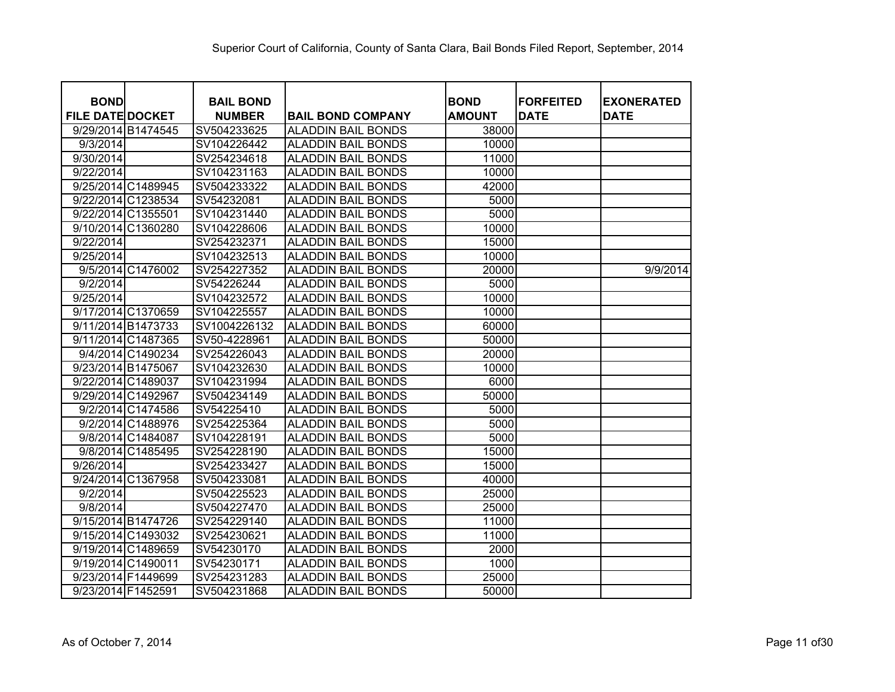Superior Court of California, County of Santa Clara, Bail Bonds Filed Report, September, 2014

| BOND FILE DATE | DOCKET | BAIL BOND NUMBER | BAIL BOND COMPANY | BOND AMOUNT | FORFEITED DATE | EXONERATED DATE |
|---|---|---|---|---|---|---|
| 9/29/2014 | B1474545 | SV504233625 | ALADDIN BAIL BONDS | 38000 | | |
| 9/3/2014 | | SV104226442 | ALADDIN BAIL BONDS | 10000 | | |
| 9/30/2014 | | SV254234618 | ALADDIN BAIL BONDS | 11000 | | |
| 9/22/2014 | | SV104231163 | ALADDIN BAIL BONDS | 10000 | | |
| 9/25/2014 | C1489945 | SV504233322 | ALADDIN BAIL BONDS | 42000 | | |
| 9/22/2014 | C1238534 | SV54232081 | ALADDIN BAIL BONDS | 5000 | | |
| 9/22/2014 | C1355501 | SV104231440 | ALADDIN BAIL BONDS | 5000 | | |
| 9/10/2014 | C1360280 | SV104228606 | ALADDIN BAIL BONDS | 10000 | | |
| 9/22/2014 | | SV254232371 | ALADDIN BAIL BONDS | 15000 | | |
| 9/25/2014 | | SV104232513 | ALADDIN BAIL BONDS | 10000 | | |
| 9/5/2014 | C1476002 | SV254227352 | ALADDIN BAIL BONDS | 20000 | | 9/9/2014 |
| 9/2/2014 | | SV54226244 | ALADDIN BAIL BONDS | 5000 | | |
| 9/25/2014 | | SV104232572 | ALADDIN BAIL BONDS | 10000 | | |
| 9/17/2014 | C1370659 | SV104225557 | ALADDIN BAIL BONDS | 10000 | | |
| 9/11/2014 | B1473733 | SV1004226132 | ALADDIN BAIL BONDS | 60000 | | |
| 9/11/2014 | C1487365 | SV50-4228961 | ALADDIN BAIL BONDS | 50000 | | |
| 9/4/2014 | C1490234 | SV254226043 | ALADDIN BAIL BONDS | 20000 | | |
| 9/23/2014 | B1475067 | SV104232630 | ALADDIN BAIL BONDS | 10000 | | |
| 9/22/2014 | C1489037 | SV104231994 | ALADDIN BAIL BONDS | 6000 | | |
| 9/29/2014 | C1492967 | SV504234149 | ALADDIN BAIL BONDS | 50000 | | |
| 9/2/2014 | C1474586 | SV54225410 | ALADDIN BAIL BONDS | 5000 | | |
| 9/2/2014 | C1488976 | SV254225364 | ALADDIN BAIL BONDS | 5000 | | |
| 9/8/2014 | C1484087 | SV104228191 | ALADDIN BAIL BONDS | 5000 | | |
| 9/8/2014 | C1485495 | SV254228190 | ALADDIN BAIL BONDS | 15000 | | |
| 9/26/2014 | | SV254233427 | ALADDIN BAIL BONDS | 15000 | | |
| 9/24/2014 | C1367958 | SV504233081 | ALADDIN BAIL BONDS | 40000 | | |
| 9/2/2014 | | SV504225523 | ALADDIN BAIL BONDS | 25000 | | |
| 9/8/2014 | | SV504227470 | ALADDIN BAIL BONDS | 25000 | | |
| 9/15/2014 | B1474726 | SV254229140 | ALADDIN BAIL BONDS | 11000 | | |
| 9/15/2014 | C1493032 | SV254230621 | ALADDIN BAIL BONDS | 11000 | | |
| 9/19/2014 | C1489659 | SV54230170 | ALADDIN BAIL BONDS | 2000 | | |
| 9/19/2014 | C1490011 | SV54230171 | ALADDIN BAIL BONDS | 1000 | | |
| 9/23/2014 | F1449699 | SV254231283 | ALADDIN BAIL BONDS | 25000 | | |
| 9/23/2014 | F1452591 | SV504231868 | ALADDIN BAIL BONDS | 50000 | | |

As of October 7, 2014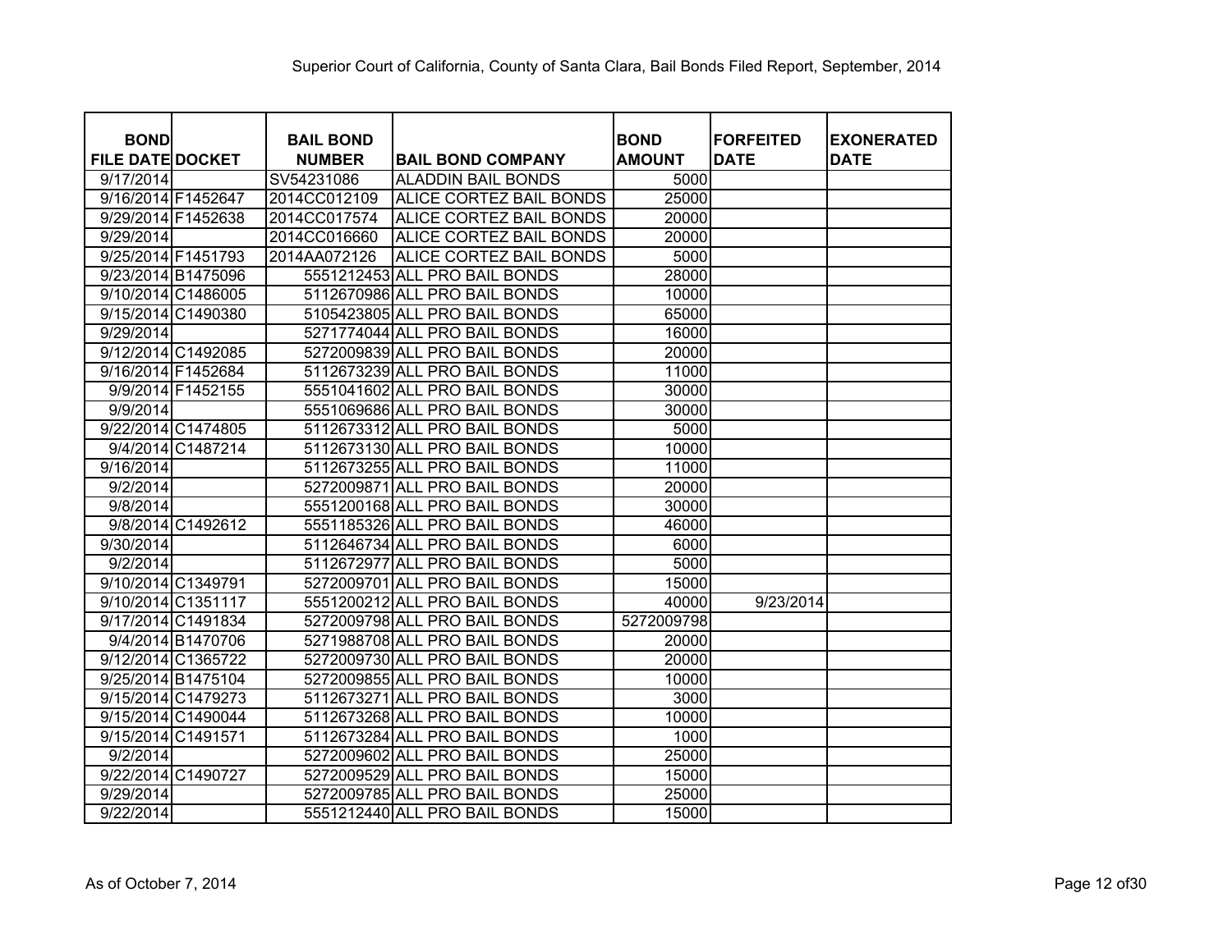Superior Court of California, County of Santa Clara, Bail Bonds Filed Report, September, 2014

| BOND FILE DATE | DOCKET | BAIL BOND NUMBER | BAIL BOND COMPANY | BOND AMOUNT | FORFEITED DATE | EXONERATED DATE |
|---|---|---|---|---|---|---|
| 9/17/2014 | | SV54231086 | ALADDIN BAIL BONDS | 5000 | | |
| 9/16/2014 | F1452647 | 2014CC012109 | ALICE CORTEZ BAIL BONDS | 25000 | | |
| 9/29/2014 | F1452638 | 2014CC017574 | ALICE CORTEZ BAIL BONDS | 20000 | | |
| 9/29/2014 | | 2014CC016660 | ALICE CORTEZ BAIL BONDS | 20000 | | |
| 9/25/2014 | F1451793 | 2014AA072126 | ALICE CORTEZ BAIL BONDS | 5000 | | |
| 9/23/2014 | B1475096 | 5551212453 | ALL PRO BAIL BONDS | 28000 | | |
| 9/10/2014 | C1486005 | 5112670986 | ALL PRO BAIL BONDS | 10000 | | |
| 9/15/2014 | C1490380 | 5105423805 | ALL PRO BAIL BONDS | 65000 | | |
| 9/29/2014 | | 5271774044 | ALL PRO BAIL BONDS | 16000 | | |
| 9/12/2014 | C1492085 | 5272009839 | ALL PRO BAIL BONDS | 20000 | | |
| 9/16/2014 | F1452684 | 5112673239 | ALL PRO BAIL BONDS | 11000 | | |
| 9/9/2014 | F1452155 | 5551041602 | ALL PRO BAIL BONDS | 30000 | | |
| 9/9/2014 | | 5551069686 | ALL PRO BAIL BONDS | 30000 | | |
| 9/22/2014 | C1474805 | 5112673312 | ALL PRO BAIL BONDS | 5000 | | |
| 9/4/2014 | C1487214 | 5112673130 | ALL PRO BAIL BONDS | 10000 | | |
| 9/16/2014 | | 5112673255 | ALL PRO BAIL BONDS | 11000 | | |
| 9/2/2014 | | 5272009871 | ALL PRO BAIL BONDS | 20000 | | |
| 9/8/2014 | | 5551200168 | ALL PRO BAIL BONDS | 30000 | | |
| 9/8/2014 | C1492612 | 5551185326 | ALL PRO BAIL BONDS | 46000 | | |
| 9/30/2014 | | 5112646734 | ALL PRO BAIL BONDS | 6000 | | |
| 9/2/2014 | | 5112672977 | ALL PRO BAIL BONDS | 5000 | | |
| 9/10/2014 | C1349791 | 5272009701 | ALL PRO BAIL BONDS | 15000 | | |
| 9/10/2014 | C1351117 | 5551200212 | ALL PRO BAIL BONDS | 40000 | 9/23/2014 | |
| 9/17/2014 | C1491834 | 5272009798 | ALL PRO BAIL BONDS | 5272009798 | | |
| 9/4/2014 | B1470706 | 5271988708 | ALL PRO BAIL BONDS | 20000 | | |
| 9/12/2014 | C1365722 | 5272009730 | ALL PRO BAIL BONDS | 20000 | | |
| 9/25/2014 | B1475104 | 5272009855 | ALL PRO BAIL BONDS | 10000 | | |
| 9/15/2014 | C1479273 | 5112673271 | ALL PRO BAIL BONDS | 3000 | | |
| 9/15/2014 | C1490044 | 5112673268 | ALL PRO BAIL BONDS | 10000 | | |
| 9/15/2014 | C1491571 | 5112673284 | ALL PRO BAIL BONDS | 1000 | | |
| 9/2/2014 | | 5272009602 | ALL PRO BAIL BONDS | 25000 | | |
| 9/22/2014 | C1490727 | 5272009529 | ALL PRO BAIL BONDS | 15000 | | |
| 9/29/2014 | | 5272009785 | ALL PRO BAIL BONDS | 25000 | | |
| 9/22/2014 | | 5551212440 | ALL PRO BAIL BONDS | 15000 | | |

As of October 7, 2014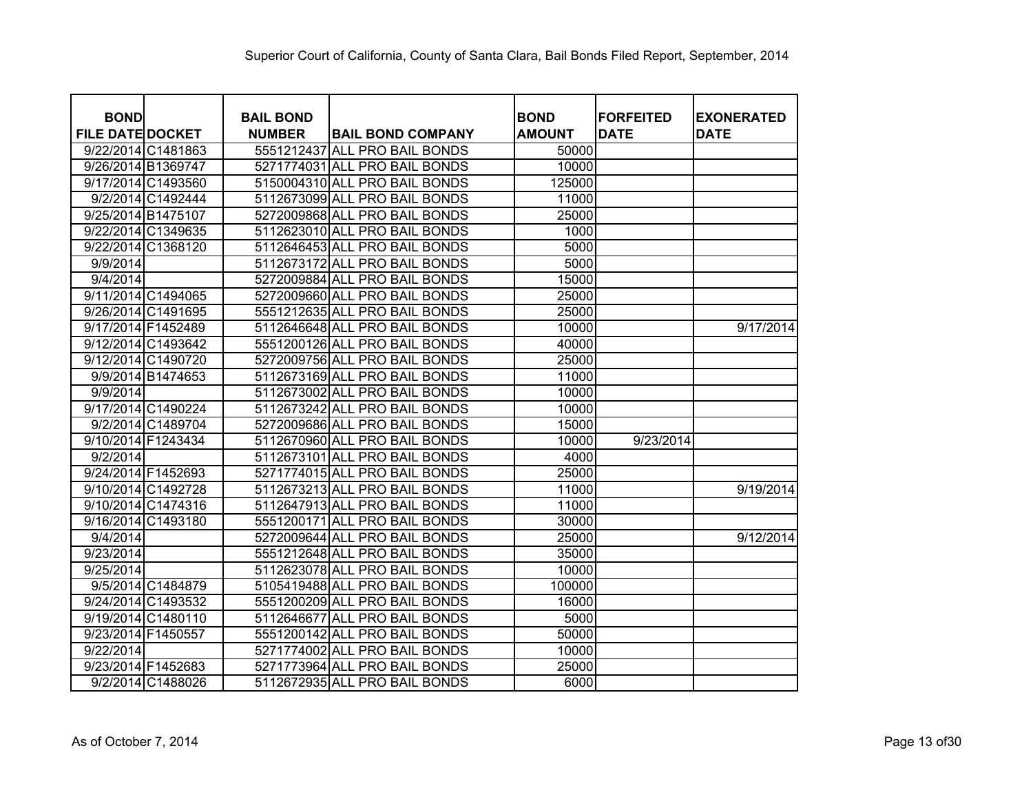Superior Court of California, County of Santa Clara, Bail Bonds Filed Report, September, 2014

| BOND FILE DATE | DOCKET | BAIL BOND NUMBER | BAIL BOND COMPANY | BOND AMOUNT | FORFEITED DATE | EXONERATED DATE |
|---|---|---|---|---|---|---|
| 9/22/2014 | C1481863 | 5551212437 | ALL PRO BAIL BONDS | 50000 | | |
| 9/26/2014 | B1369747 | 5271774031 | ALL PRO BAIL BONDS | 10000 | | |
| 9/17/2014 | C1493560 | 5150004310 | ALL PRO BAIL BONDS | 125000 | | |
| 9/2/2014 | C1492444 | 5112673099 | ALL PRO BAIL BONDS | 11000 | | |
| 9/25/2014 | B1475107 | 5272009868 | ALL PRO BAIL BONDS | 25000 | | |
| 9/22/2014 | C1349635 | 5112623010 | ALL PRO BAIL BONDS | 1000 | | |
| 9/22/2014 | C1368120 | 5112646453 | ALL PRO BAIL BONDS | 5000 | | |
| 9/9/2014 | | 5112673172 | ALL PRO BAIL BONDS | 5000 | | |
| 9/4/2014 | | 5272009884 | ALL PRO BAIL BONDS | 15000 | | |
| 9/11/2014 | C1494065 | 5272009660 | ALL PRO BAIL BONDS | 25000 | | |
| 9/26/2014 | C1491695 | 5551212635 | ALL PRO BAIL BONDS | 25000 | | |
| 9/17/2014 | F1452489 | 5112646648 | ALL PRO BAIL BONDS | 10000 | | 9/17/2014 |
| 9/12/2014 | C1493642 | 5551200126 | ALL PRO BAIL BONDS | 40000 | | |
| 9/12/2014 | C1490720 | 5272009756 | ALL PRO BAIL BONDS | 25000 | | |
| 9/9/2014 | B1474653 | 5112673169 | ALL PRO BAIL BONDS | 11000 | | |
| 9/9/2014 | | 5112673002 | ALL PRO BAIL BONDS | 10000 | | |
| 9/17/2014 | C1490224 | 5112673242 | ALL PRO BAIL BONDS | 10000 | | |
| 9/2/2014 | C1489704 | 5272009686 | ALL PRO BAIL BONDS | 15000 | | |
| 9/10/2014 | F1243434 | 5112670960 | ALL PRO BAIL BONDS | 10000 | 9/23/2014 | |
| 9/2/2014 | | 5112673101 | ALL PRO BAIL BONDS | 4000 | | |
| 9/24/2014 | F1452693 | 5271774015 | ALL PRO BAIL BONDS | 25000 | | |
| 9/10/2014 | C1492728 | 5112673213 | ALL PRO BAIL BONDS | 11000 | | 9/19/2014 |
| 9/10/2014 | C1474316 | 5112647913 | ALL PRO BAIL BONDS | 11000 | | |
| 9/16/2014 | C1493180 | 5551200171 | ALL PRO BAIL BONDS | 30000 | | |
| 9/4/2014 | | 5272009644 | ALL PRO BAIL BONDS | 25000 | | 9/12/2014 |
| 9/23/2014 | | 5551212648 | ALL PRO BAIL BONDS | 35000 | | |
| 9/25/2014 | | 5112623078 | ALL PRO BAIL BONDS | 10000 | | |
| 9/5/2014 | C1484879 | 5105419488 | ALL PRO BAIL BONDS | 100000 | | |
| 9/24/2014 | C1493532 | 5551200209 | ALL PRO BAIL BONDS | 16000 | | |
| 9/19/2014 | C1480110 | 5112646677 | ALL PRO BAIL BONDS | 5000 | | |
| 9/23/2014 | F1450557 | 5551200142 | ALL PRO BAIL BONDS | 50000 | | |
| 9/22/2014 | | 5271774002 | ALL PRO BAIL BONDS | 10000 | | |
| 9/23/2014 | F1452683 | 5271773964 | ALL PRO BAIL BONDS | 25000 | | |
| 9/2/2014 | C1488026 | 5112672935 | ALL PRO BAIL BONDS | 6000 | | |

As of October 7, 2014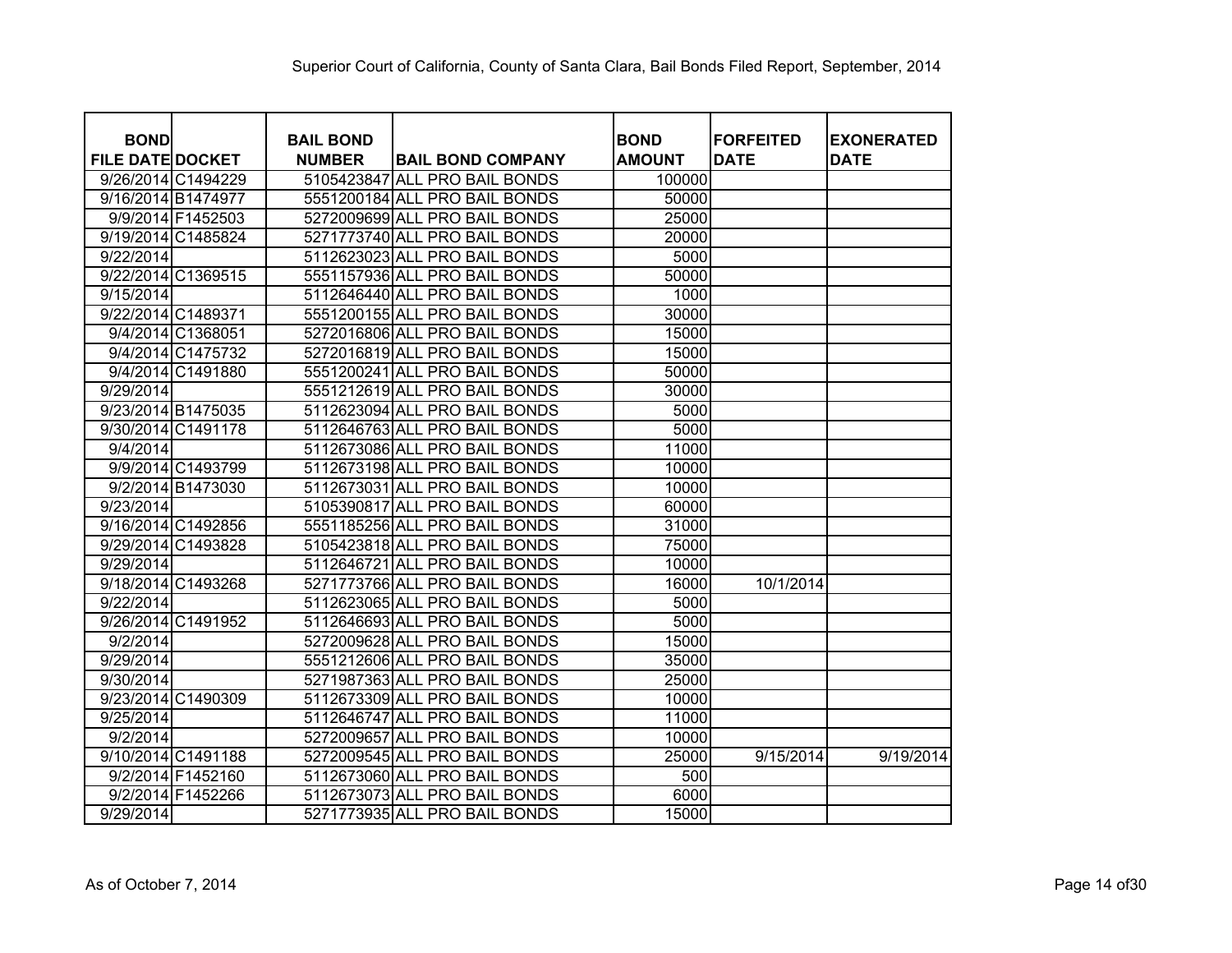Superior Court of California, County of Santa Clara, Bail Bonds Filed Report, September, 2014

| BOND FILE DATE | DOCKET | BAIL BOND NUMBER | BAIL BOND COMPANY | BOND AMOUNT | FORFEITED DATE | EXONERATED DATE |
|---|---|---|---|---|---|---|
| 9/26/2014 | C1494229 | 5105423847 | ALL PRO BAIL BONDS | 100000 | | |
| 9/16/2014 | B1474977 | 5551200184 | ALL PRO BAIL BONDS | 50000 | | |
| 9/9/2014 | F1452503 | 5272009699 | ALL PRO BAIL BONDS | 25000 | | |
| 9/19/2014 | C1485824 | 5271773740 | ALL PRO BAIL BONDS | 20000 | | |
| 9/22/2014 | | 5112623023 | ALL PRO BAIL BONDS | 5000 | | |
| 9/22/2014 | C1369515 | 5551157936 | ALL PRO BAIL BONDS | 50000 | | |
| 9/15/2014 | | 5112646440 | ALL PRO BAIL BONDS | 1000 | | |
| 9/22/2014 | C1489371 | 5551200155 | ALL PRO BAIL BONDS | 30000 | | |
| 9/4/2014 | C1368051 | 5272016806 | ALL PRO BAIL BONDS | 15000 | | |
| 9/4/2014 | C1475732 | 5272016819 | ALL PRO BAIL BONDS | 15000 | | |
| 9/4/2014 | C1491880 | 5551200241 | ALL PRO BAIL BONDS | 50000 | | |
| 9/29/2014 | | 5551212619 | ALL PRO BAIL BONDS | 30000 | | |
| 9/23/2014 | B1475035 | 5112623094 | ALL PRO BAIL BONDS | 5000 | | |
| 9/30/2014 | C1491178 | 5112646763 | ALL PRO BAIL BONDS | 5000 | | |
| 9/4/2014 | | 5112673086 | ALL PRO BAIL BONDS | 11000 | | |
| 9/9/2014 | C1493799 | 5112673198 | ALL PRO BAIL BONDS | 10000 | | |
| 9/2/2014 | B1473030 | 5112673031 | ALL PRO BAIL BONDS | 10000 | | |
| 9/23/2014 | | 5105390817 | ALL PRO BAIL BONDS | 60000 | | |
| 9/16/2014 | C1492856 | 5551185256 | ALL PRO BAIL BONDS | 31000 | | |
| 9/29/2014 | C1493828 | 5105423818 | ALL PRO BAIL BONDS | 75000 | | |
| 9/29/2014 | | 5112646721 | ALL PRO BAIL BONDS | 10000 | | |
| 9/18/2014 | C1493268 | 5271773766 | ALL PRO BAIL BONDS | 16000 | 10/1/2014 | |
| 9/22/2014 | | 5112623065 | ALL PRO BAIL BONDS | 5000 | | |
| 9/26/2014 | C1491952 | 5112646693 | ALL PRO BAIL BONDS | 5000 | | |
| 9/2/2014 | | 5272009628 | ALL PRO BAIL BONDS | 15000 | | |
| 9/29/2014 | | 5551212606 | ALL PRO BAIL BONDS | 35000 | | |
| 9/30/2014 | | 5271987363 | ALL PRO BAIL BONDS | 25000 | | |
| 9/23/2014 | C1490309 | 5112673309 | ALL PRO BAIL BONDS | 10000 | | |
| 9/25/2014 | | 5112646747 | ALL PRO BAIL BONDS | 11000 | | |
| 9/2/2014 | | 5272009657 | ALL PRO BAIL BONDS | 10000 | | |
| 9/10/2014 | C1491188 | 5272009545 | ALL PRO BAIL BONDS | 25000 | 9/15/2014 | 9/19/2014 |
| 9/2/2014 | F1452160 | 5112673060 | ALL PRO BAIL BONDS | 500 | | |
| 9/2/2014 | F1452266 | 5112673073 | ALL PRO BAIL BONDS | 6000 | | |
| 9/29/2014 | | 5271773935 | ALL PRO BAIL BONDS | 15000 | | |

As of October 7, 2014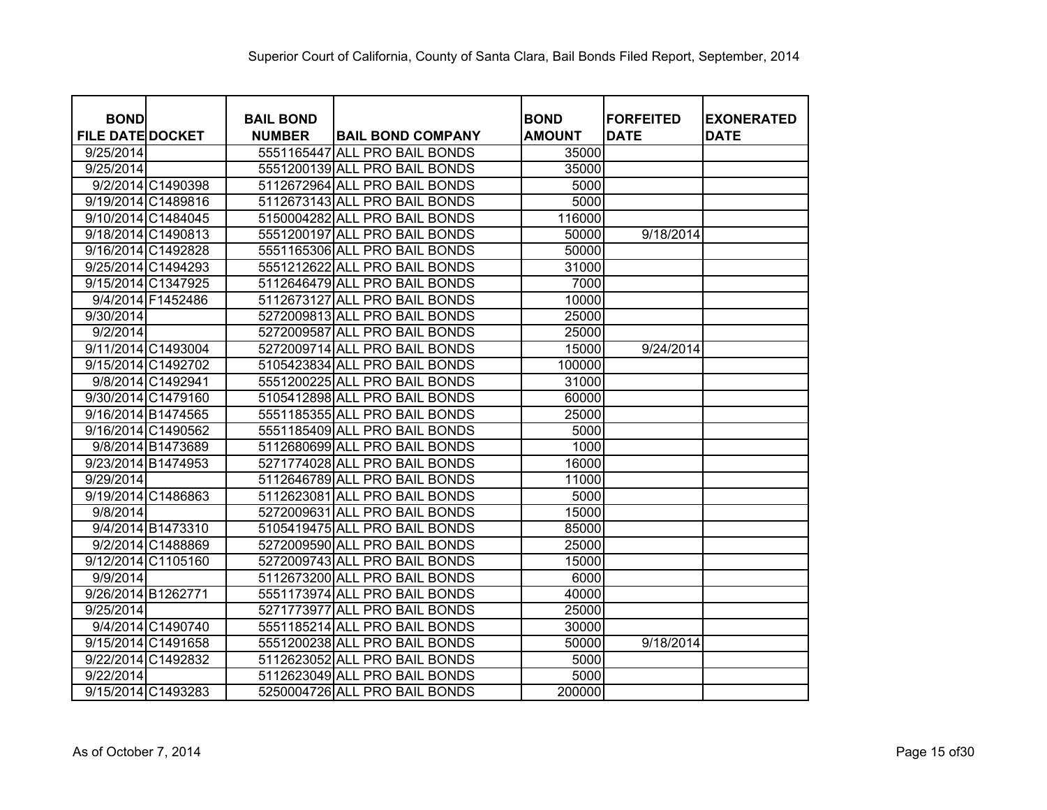Superior Court of California, County of Santa Clara, Bail Bonds Filed Report, September, 2014

| BOND FILE DATE | DOCKET | BAIL BOND NUMBER | BAIL BOND COMPANY | BOND AMOUNT | FORFEITED DATE | EXONERATED DATE |
|---|---|---|---|---|---|---|
| 9/25/2014 | | 5551165447 | ALL PRO BAIL BONDS | 35000 | | |
| 9/25/2014 | | 5551200139 | ALL PRO BAIL BONDS | 35000 | | |
| 9/2/2014 | C1490398 | 5112672964 | ALL PRO BAIL BONDS | 5000 | | |
| 9/19/2014 | C1489816 | 5112673143 | ALL PRO BAIL BONDS | 5000 | | |
| 9/10/2014 | C1484045 | 5150004282 | ALL PRO BAIL BONDS | 116000 | | |
| 9/18/2014 | C1490813 | 5551200197 | ALL PRO BAIL BONDS | 50000 | 9/18/2014 | |
| 9/16/2014 | C1492828 | 5551165306 | ALL PRO BAIL BONDS | 50000 | | |
| 9/25/2014 | C1494293 | 5551212622 | ALL PRO BAIL BONDS | 31000 | | |
| 9/15/2014 | C1347925 | 5112646479 | ALL PRO BAIL BONDS | 7000 | | |
| 9/4/2014 | F1452486 | 5112673127 | ALL PRO BAIL BONDS | 10000 | | |
| 9/30/2014 | | 5272009813 | ALL PRO BAIL BONDS | 25000 | | |
| 9/2/2014 | | 5272009587 | ALL PRO BAIL BONDS | 25000 | | |
| 9/11/2014 | C1493004 | 5272009714 | ALL PRO BAIL BONDS | 15000 | 9/24/2014 | |
| 9/15/2014 | C1492702 | 5105423834 | ALL PRO BAIL BONDS | 100000 | | |
| 9/8/2014 | C1492941 | 5551200225 | ALL PRO BAIL BONDS | 31000 | | |
| 9/30/2014 | C1479160 | 5105412898 | ALL PRO BAIL BONDS | 60000 | | |
| 9/16/2014 | B1474565 | 5551185355 | ALL PRO BAIL BONDS | 25000 | | |
| 9/16/2014 | C1490562 | 5551185409 | ALL PRO BAIL BONDS | 5000 | | |
| 9/8/2014 | B1473689 | 5112680699 | ALL PRO BAIL BONDS | 1000 | | |
| 9/23/2014 | B1474953 | 5271774028 | ALL PRO BAIL BONDS | 16000 | | |
| 9/29/2014 | | 5112646789 | ALL PRO BAIL BONDS | 11000 | | |
| 9/19/2014 | C1486863 | 5112623081 | ALL PRO BAIL BONDS | 5000 | | |
| 9/8/2014 | | 5272009631 | ALL PRO BAIL BONDS | 15000 | | |
| 9/4/2014 | B1473310 | 5105419475 | ALL PRO BAIL BONDS | 85000 | | |
| 9/2/2014 | C1488869 | 5272009590 | ALL PRO BAIL BONDS | 25000 | | |
| 9/12/2014 | C1105160 | 5272009743 | ALL PRO BAIL BONDS | 15000 | | |
| 9/9/2014 | | 5112673200 | ALL PRO BAIL BONDS | 6000 | | |
| 9/26/2014 | B1262771 | 5551173974 | ALL PRO BAIL BONDS | 40000 | | |
| 9/25/2014 | | 5271773977 | ALL PRO BAIL BONDS | 25000 | | |
| 9/4/2014 | C1490740 | 5551185214 | ALL PRO BAIL BONDS | 30000 | | |
| 9/15/2014 | C1491658 | 5551200238 | ALL PRO BAIL BONDS | 50000 | 9/18/2014 | |
| 9/22/2014 | C1492832 | 5112623052 | ALL PRO BAIL BONDS | 5000 | | |
| 9/22/2014 | | 5112623049 | ALL PRO BAIL BONDS | 5000 | | |
| 9/15/2014 | C1493283 | 5250004726 | ALL PRO BAIL BONDS | 200000 | | |

As of October 7, 2014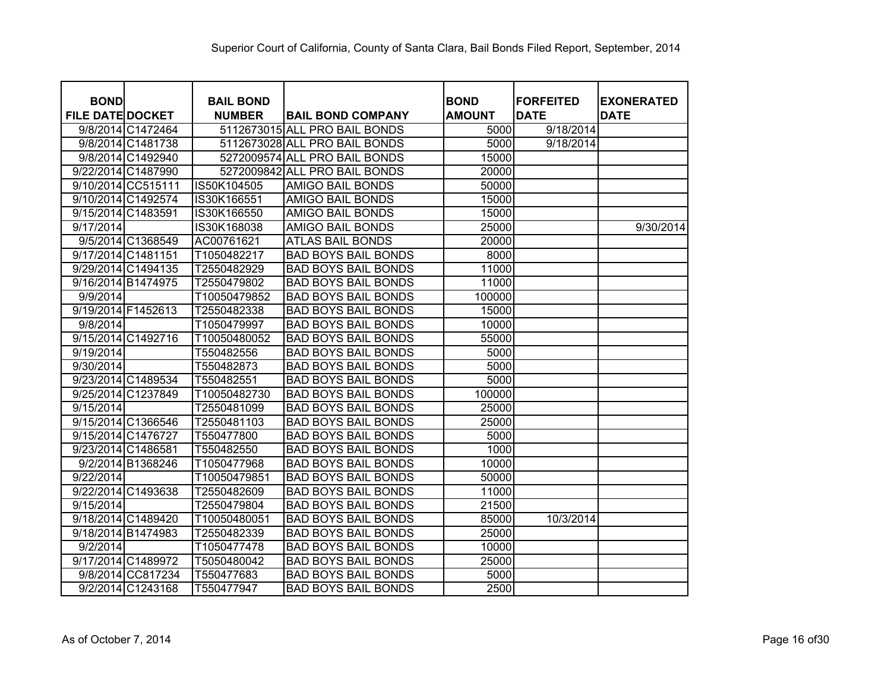Superior Court of California, County of Santa Clara, Bail Bonds Filed Report, September, 2014

| BOND FILE DATE | DOCKET | BAIL BOND NUMBER | BAIL BOND COMPANY | BOND AMOUNT | FORFEITED DATE | EXONERATED DATE |
|---|---|---|---|---|---|---|
| 9/8/2014 | C1472464 | 5112673015 | ALL PRO BAIL BONDS | 5000 | 9/18/2014 | |
| 9/8/2014 | C1481738 | 5112673028 | ALL PRO BAIL BONDS | 5000 | 9/18/2014 | |
| 9/8/2014 | C1492940 | 5272009574 | ALL PRO BAIL BONDS | 15000 | | |
| 9/22/2014 | C1487990 | 5272009842 | ALL PRO BAIL BONDS | 20000 | | |
| 9/10/2014 | CC515111 | IS50K104505 | AMIGO BAIL BONDS | 50000 | | |
| 9/10/2014 | C1492574 | IS30K166551 | AMIGO BAIL BONDS | 15000 | | |
| 9/15/2014 | C1483591 | IS30K166550 | AMIGO BAIL BONDS | 15000 | | |
| 9/17/2014 | | IS30K168038 | AMIGO BAIL BONDS | 25000 | | 9/30/2014 |
| 9/5/2014 | C1368549 | AC00761621 | ATLAS BAIL BONDS | 20000 | | |
| 9/17/2014 | C1481151 | T1050482217 | BAD BOYS BAIL BONDS | 8000 | | |
| 9/29/2014 | C1494135 | T2550482929 | BAD BOYS BAIL BONDS | 11000 | | |
| 9/16/2014 | B1474975 | T2550479802 | BAD BOYS BAIL BONDS | 11000 | | |
| 9/9/2014 | | T10050479852 | BAD BOYS BAIL BONDS | 100000 | | |
| 9/19/2014 | F1452613 | T2550482338 | BAD BOYS BAIL BONDS | 15000 | | |
| 9/8/2014 | | T1050479997 | BAD BOYS BAIL BONDS | 10000 | | |
| 9/15/2014 | C1492716 | T10050480052 | BAD BOYS BAIL BONDS | 55000 | | |
| 9/19/2014 | | T550482556 | BAD BOYS BAIL BONDS | 5000 | | |
| 9/30/2014 | | T550482873 | BAD BOYS BAIL BONDS | 5000 | | |
| 9/23/2014 | C1489534 | T550482551 | BAD BOYS BAIL BONDS | 5000 | | |
| 9/25/2014 | C1237849 | T10050482730 | BAD BOYS BAIL BONDS | 100000 | | |
| 9/15/2014 | | T2550481099 | BAD BOYS BAIL BONDS | 25000 | | |
| 9/15/2014 | C1366546 | T2550481103 | BAD BOYS BAIL BONDS | 25000 | | |
| 9/15/2014 | C1476727 | T550477800 | BAD BOYS BAIL BONDS | 5000 | | |
| 9/23/2014 | C1486581 | T550482550 | BAD BOYS BAIL BONDS | 1000 | | |
| 9/2/2014 | B1368246 | T1050477968 | BAD BOYS BAIL BONDS | 10000 | | |
| 9/22/2014 | | T10050479851 | BAD BOYS BAIL BONDS | 50000 | | |
| 9/22/2014 | C1493638 | T2550482609 | BAD BOYS BAIL BONDS | 11000 | | |
| 9/15/2014 | | T2550479804 | BAD BOYS BAIL BONDS | 21500 | | |
| 9/18/2014 | C1489420 | T10050480051 | BAD BOYS BAIL BONDS | 85000 | 10/3/2014 | |
| 9/18/2014 | B1474983 | T2550482339 | BAD BOYS BAIL BONDS | 25000 | | |
| 9/2/2014 | | T1050477478 | BAD BOYS BAIL BONDS | 10000 | | |
| 9/17/2014 | C1489972 | T5050480042 | BAD BOYS BAIL BONDS | 25000 | | |
| 9/8/2014 | CC817234 | T550477683 | BAD BOYS BAIL BONDS | 5000 | | |
| 9/2/2014 | C1243168 | T550477947 | BAD BOYS BAIL BONDS | 2500 | | |

As of October 7, 2014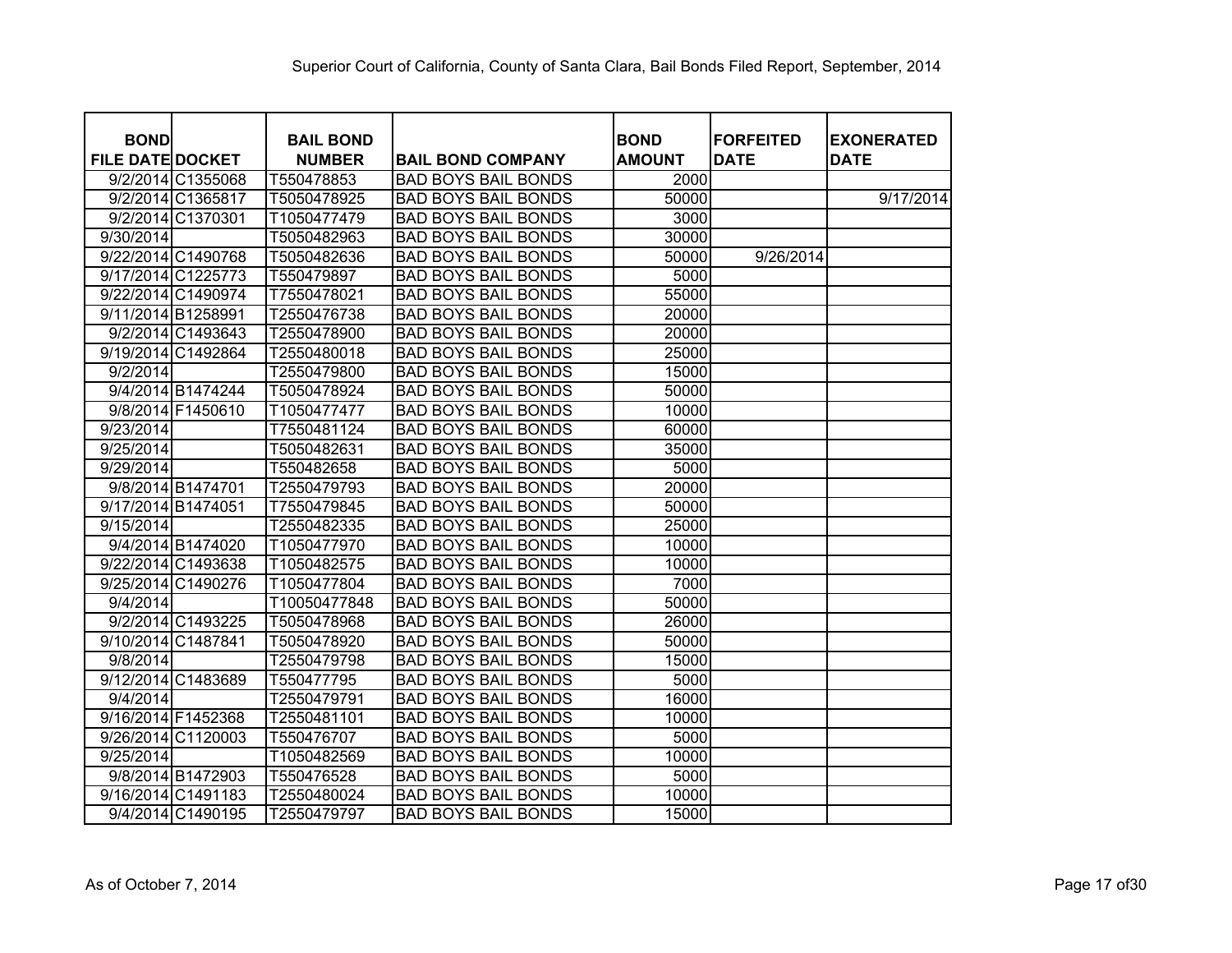Superior Court of California, County of Santa Clara, Bail Bonds Filed Report, September, 2014

| BOND FILE DATE | DOCKET | BAIL BOND NUMBER | BAIL BOND COMPANY | BOND AMOUNT | FORFEITED DATE | EXONERATED DATE |
|---|---|---|---|---|---|---|
| 9/2/2014 | C1355068 | T550478853 | BAD BOYS BAIL BONDS | 2000 | | |
| 9/2/2014 | C1365817 | T5050478925 | BAD BOYS BAIL BONDS | 50000 | | 9/17/2014 |
| 9/2/2014 | C1370301 | T1050477479 | BAD BOYS BAIL BONDS | 3000 | | |
| 9/30/2014 | | T5050482963 | BAD BOYS BAIL BONDS | 30000 | | |
| 9/22/2014 | C1490768 | T5050482636 | BAD BOYS BAIL BONDS | 50000 | 9/26/2014 | |
| 9/17/2014 | C1225773 | T550479897 | BAD BOYS BAIL BONDS | 5000 | | |
| 9/22/2014 | C1490974 | T7550478021 | BAD BOYS BAIL BONDS | 55000 | | |
| 9/11/2014 | B1258991 | T2550476738 | BAD BOYS BAIL BONDS | 20000 | | |
| 9/2/2014 | C1493643 | T2550478900 | BAD BOYS BAIL BONDS | 20000 | | |
| 9/19/2014 | C1492864 | T2550480018 | BAD BOYS BAIL BONDS | 25000 | | |
| 9/2/2014 | | T2550479800 | BAD BOYS BAIL BONDS | 15000 | | |
| 9/4/2014 | B1474244 | T5050478924 | BAD BOYS BAIL BONDS | 50000 | | |
| 9/8/2014 | F1450610 | T1050477477 | BAD BOYS BAIL BONDS | 10000 | | |
| 9/23/2014 | | T7550481124 | BAD BOYS BAIL BONDS | 60000 | | |
| 9/25/2014 | | T5050482631 | BAD BOYS BAIL BONDS | 35000 | | |
| 9/29/2014 | | T550482658 | BAD BOYS BAIL BONDS | 5000 | | |
| 9/8/2014 | B1474701 | T2550479793 | BAD BOYS BAIL BONDS | 20000 | | |
| 9/17/2014 | B1474051 | T7550479845 | BAD BOYS BAIL BONDS | 50000 | | |
| 9/15/2014 | | T2550482335 | BAD BOYS BAIL BONDS | 25000 | | |
| 9/4/2014 | B1474020 | T1050477970 | BAD BOYS BAIL BONDS | 10000 | | |
| 9/22/2014 | C1493638 | T1050482575 | BAD BOYS BAIL BONDS | 10000 | | |
| 9/25/2014 | C1490276 | T1050477804 | BAD BOYS BAIL BONDS | 7000 | | |
| 9/4/2014 | | T10050477848 | BAD BOYS BAIL BONDS | 50000 | | |
| 9/2/2014 | C1493225 | T5050478968 | BAD BOYS BAIL BONDS | 26000 | | |
| 9/10/2014 | C1487841 | T5050478920 | BAD BOYS BAIL BONDS | 50000 | | |
| 9/8/2014 | | T2550479798 | BAD BOYS BAIL BONDS | 15000 | | |
| 9/12/2014 | C1483689 | T550477795 | BAD BOYS BAIL BONDS | 5000 | | |
| 9/4/2014 | | T2550479791 | BAD BOYS BAIL BONDS | 16000 | | |
| 9/16/2014 | F1452368 | T2550481101 | BAD BOYS BAIL BONDS | 10000 | | |
| 9/26/2014 | C1120003 | T550476707 | BAD BOYS BAIL BONDS | 5000 | | |
| 9/25/2014 | | T1050482569 | BAD BOYS BAIL BONDS | 10000 | | |
| 9/8/2014 | B1472903 | T550476528 | BAD BOYS BAIL BONDS | 5000 | | |
| 9/16/2014 | C1491183 | T2550480024 | BAD BOYS BAIL BONDS | 10000 | | |
| 9/4/2014 | C1490195 | T2550479797 | BAD BOYS BAIL BONDS | 15000 | | |

As of October 7, 2014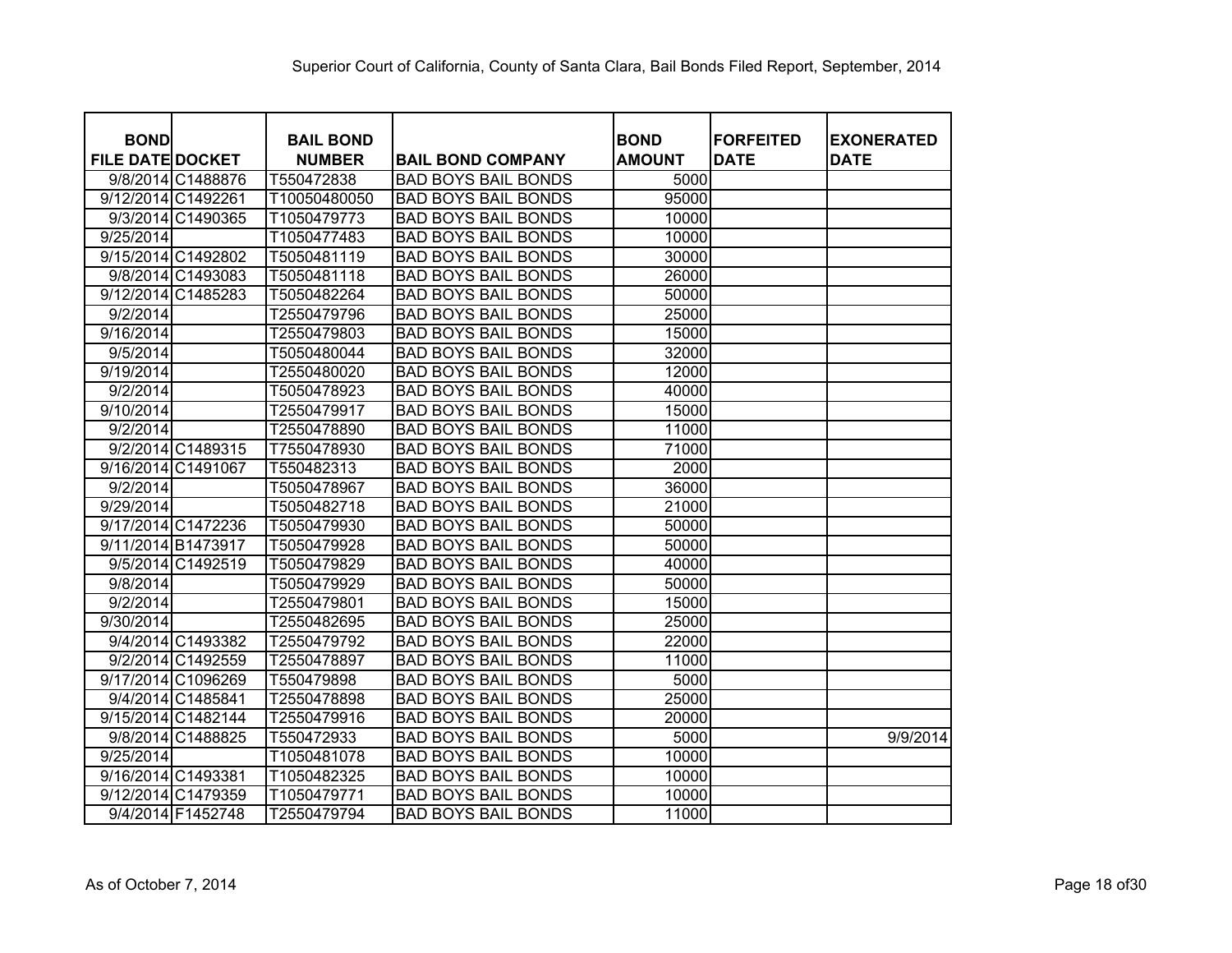Superior Court of California, County of Santa Clara, Bail Bonds Filed Report, September, 2014

| BOND FILE DATE | DOCKET | BAIL BOND NUMBER | BAIL BOND COMPANY | BOND AMOUNT | FORFEITED DATE | EXONERATED DATE |
|---|---|---|---|---|---|---|
| 9/8/2014 | C1488876 | T550472838 | BAD BOYS BAIL BONDS | 5000 | | |
| 9/12/2014 | C1492261 | T10050480050 | BAD BOYS BAIL BONDS | 95000 | | |
| 9/3/2014 | C1490365 | T1050479773 | BAD BOYS BAIL BONDS | 10000 | | |
| 9/25/2014 | | T1050477483 | BAD BOYS BAIL BONDS | 10000 | | |
| 9/15/2014 | C1492802 | T5050481119 | BAD BOYS BAIL BONDS | 30000 | | |
| 9/8/2014 | C1493083 | T5050481118 | BAD BOYS BAIL BONDS | 26000 | | |
| 9/12/2014 | C1485283 | T5050482264 | BAD BOYS BAIL BONDS | 50000 | | |
| 9/2/2014 | | T2550479796 | BAD BOYS BAIL BONDS | 25000 | | |
| 9/16/2014 | | T2550479803 | BAD BOYS BAIL BONDS | 15000 | | |
| 9/5/2014 | | T5050480044 | BAD BOYS BAIL BONDS | 32000 | | |
| 9/19/2014 | | T2550480020 | BAD BOYS BAIL BONDS | 12000 | | |
| 9/2/2014 | | T5050478923 | BAD BOYS BAIL BONDS | 40000 | | |
| 9/10/2014 | | T2550479917 | BAD BOYS BAIL BONDS | 15000 | | |
| 9/2/2014 | | T2550478890 | BAD BOYS BAIL BONDS | 11000 | | |
| 9/2/2014 | C1489315 | T7550478930 | BAD BOYS BAIL BONDS | 71000 | | |
| 9/16/2014 | C1491067 | T550482313 | BAD BOYS BAIL BONDS | 2000 | | |
| 9/2/2014 | | T5050478967 | BAD BOYS BAIL BONDS | 36000 | | |
| 9/29/2014 | | T5050482718 | BAD BOYS BAIL BONDS | 21000 | | |
| 9/17/2014 | C1472236 | T5050479930 | BAD BOYS BAIL BONDS | 50000 | | |
| 9/11/2014 | B1473917 | T5050479928 | BAD BOYS BAIL BONDS | 50000 | | |
| 9/5/2014 | C1492519 | T5050479829 | BAD BOYS BAIL BONDS | 40000 | | |
| 9/8/2014 | | T5050479929 | BAD BOYS BAIL BONDS | 50000 | | |
| 9/2/2014 | | T2550479801 | BAD BOYS BAIL BONDS | 15000 | | |
| 9/30/2014 | | T2550482695 | BAD BOYS BAIL BONDS | 25000 | | |
| 9/4/2014 | C1493382 | T2550479792 | BAD BOYS BAIL BONDS | 22000 | | |
| 9/2/2014 | C1492559 | T2550478897 | BAD BOYS BAIL BONDS | 11000 | | |
| 9/17/2014 | C1096269 | T550479898 | BAD BOYS BAIL BONDS | 5000 | | |
| 9/4/2014 | C1485841 | T2550478898 | BAD BOYS BAIL BONDS | 25000 | | |
| 9/15/2014 | C1482144 | T2550479916 | BAD BOYS BAIL BONDS | 20000 | | |
| 9/8/2014 | C1488825 | T550472933 | BAD BOYS BAIL BONDS | 5000 | | 9/9/2014 |
| 9/25/2014 | | T1050481078 | BAD BOYS BAIL BONDS | 10000 | | |
| 9/16/2014 | C1493381 | T1050482325 | BAD BOYS BAIL BONDS | 10000 | | |
| 9/12/2014 | C1479359 | T1050479771 | BAD BOYS BAIL BONDS | 10000 | | |
| 9/4/2014 | F1452748 | T2550479794 | BAD BOYS BAIL BONDS | 11000 | | |

As of October 7, 2014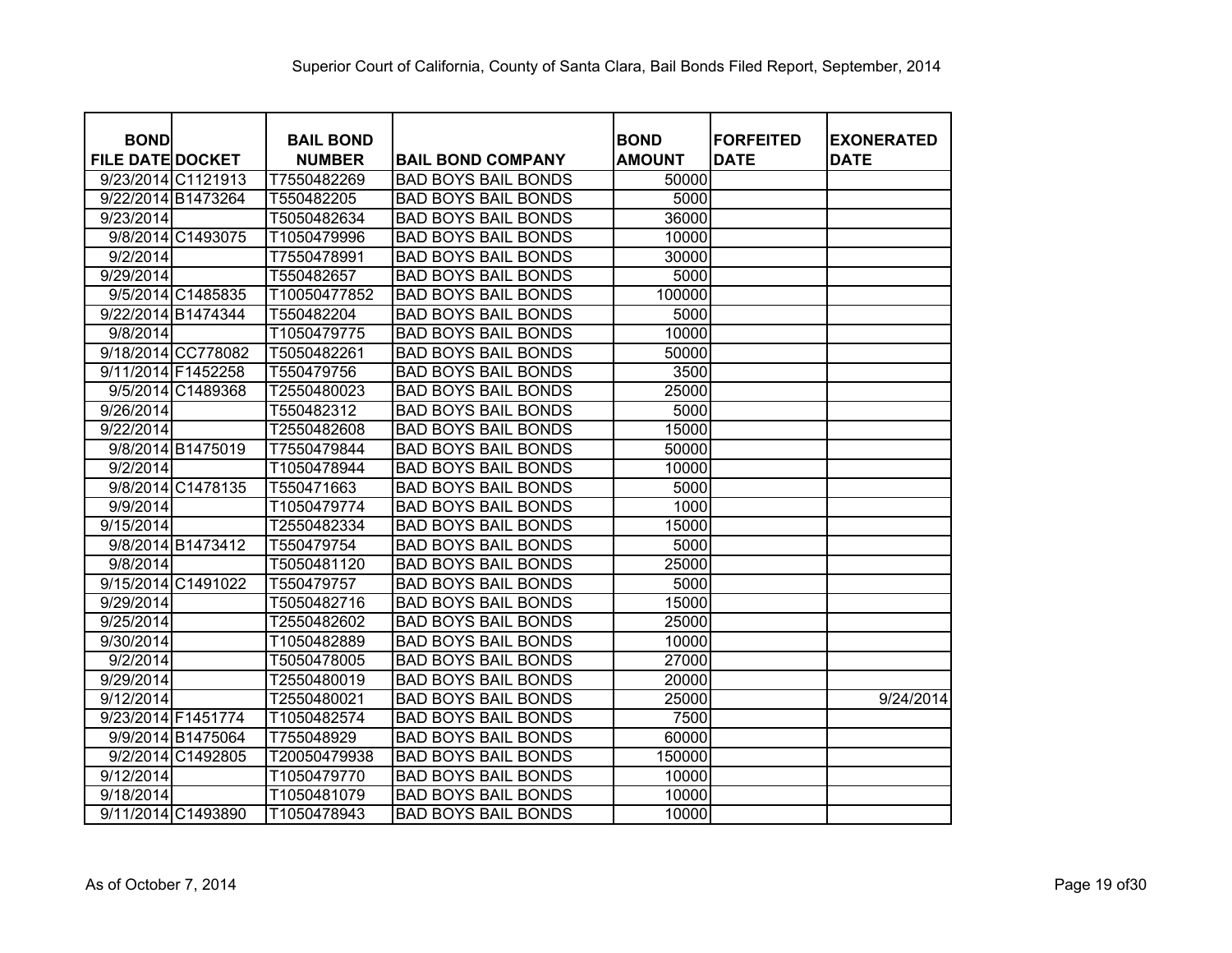Superior Court of California, County of Santa Clara, Bail Bonds Filed Report, September, 2014

| BOND FILE DATE | DOCKET | BAIL BOND NUMBER | BAIL BOND COMPANY | BOND AMOUNT | FORFEITED DATE | EXONERATED DATE |
|---|---|---|---|---|---|---|
| 9/23/2014 | C1121913 | T7550482269 | BAD BOYS BAIL BONDS | 50000 | | |
| 9/22/2014 | B1473264 | T550482205 | BAD BOYS BAIL BONDS | 5000 | | |
| 9/23/2014 | | T5050482634 | BAD BOYS BAIL BONDS | 36000 | | |
| 9/8/2014 | C1493075 | T1050479996 | BAD BOYS BAIL BONDS | 10000 | | |
| 9/2/2014 | | T7550478991 | BAD BOYS BAIL BONDS | 30000 | | |
| 9/29/2014 | | T550482657 | BAD BOYS BAIL BONDS | 5000 | | |
| 9/5/2014 | C1485835 | T10050477852 | BAD BOYS BAIL BONDS | 100000 | | |
| 9/22/2014 | B1474344 | T550482204 | BAD BOYS BAIL BONDS | 5000 | | |
| 9/8/2014 | | T1050479775 | BAD BOYS BAIL BONDS | 10000 | | |
| 9/18/2014 | CC778082 | T5050482261 | BAD BOYS BAIL BONDS | 50000 | | |
| 9/11/2014 | F1452258 | T550479756 | BAD BOYS BAIL BONDS | 3500 | | |
| 9/5/2014 | C1489368 | T2550480023 | BAD BOYS BAIL BONDS | 25000 | | |
| 9/26/2014 | | T550482312 | BAD BOYS BAIL BONDS | 5000 | | |
| 9/22/2014 | | T2550482608 | BAD BOYS BAIL BONDS | 15000 | | |
| 9/8/2014 | B1475019 | T7550479844 | BAD BOYS BAIL BONDS | 50000 | | |
| 9/2/2014 | | T1050478944 | BAD BOYS BAIL BONDS | 10000 | | |
| 9/8/2014 | C1478135 | T550471663 | BAD BOYS BAIL BONDS | 5000 | | |
| 9/9/2014 | | T1050479774 | BAD BOYS BAIL BONDS | 1000 | | |
| 9/15/2014 | | T2550482334 | BAD BOYS BAIL BONDS | 15000 | | |
| 9/8/2014 | B1473412 | T550479754 | BAD BOYS BAIL BONDS | 5000 | | |
| 9/8/2014 | | T5050481120 | BAD BOYS BAIL BONDS | 25000 | | |
| 9/15/2014 | C1491022 | T550479757 | BAD BOYS BAIL BONDS | 5000 | | |
| 9/29/2014 | | T5050482716 | BAD BOYS BAIL BONDS | 15000 | | |
| 9/25/2014 | | T2550482602 | BAD BOYS BAIL BONDS | 25000 | | |
| 9/30/2014 | | T1050482889 | BAD BOYS BAIL BONDS | 10000 | | |
| 9/2/2014 | | T5050478005 | BAD BOYS BAIL BONDS | 27000 | | |
| 9/29/2014 | | T2550480019 | BAD BOYS BAIL BONDS | 20000 | | |
| 9/12/2014 | | T2550480021 | BAD BOYS BAIL BONDS | 25000 | | 9/24/2014 |
| 9/23/2014 | F1451774 | T1050482574 | BAD BOYS BAIL BONDS | 7500 | | |
| 9/9/2014 | B1475064 | T755048929 | BAD BOYS BAIL BONDS | 60000 | | |
| 9/2/2014 | C1492805 | T20050479938 | BAD BOYS BAIL BONDS | 150000 | | |
| 9/12/2014 | | T1050479770 | BAD BOYS BAIL BONDS | 10000 | | |
| 9/18/2014 | | T1050481079 | BAD BOYS BAIL BONDS | 10000 | | |
| 9/11/2014 | C1493890 | T1050478943 | BAD BOYS BAIL BONDS | 10000 | | |

As of October 7, 2014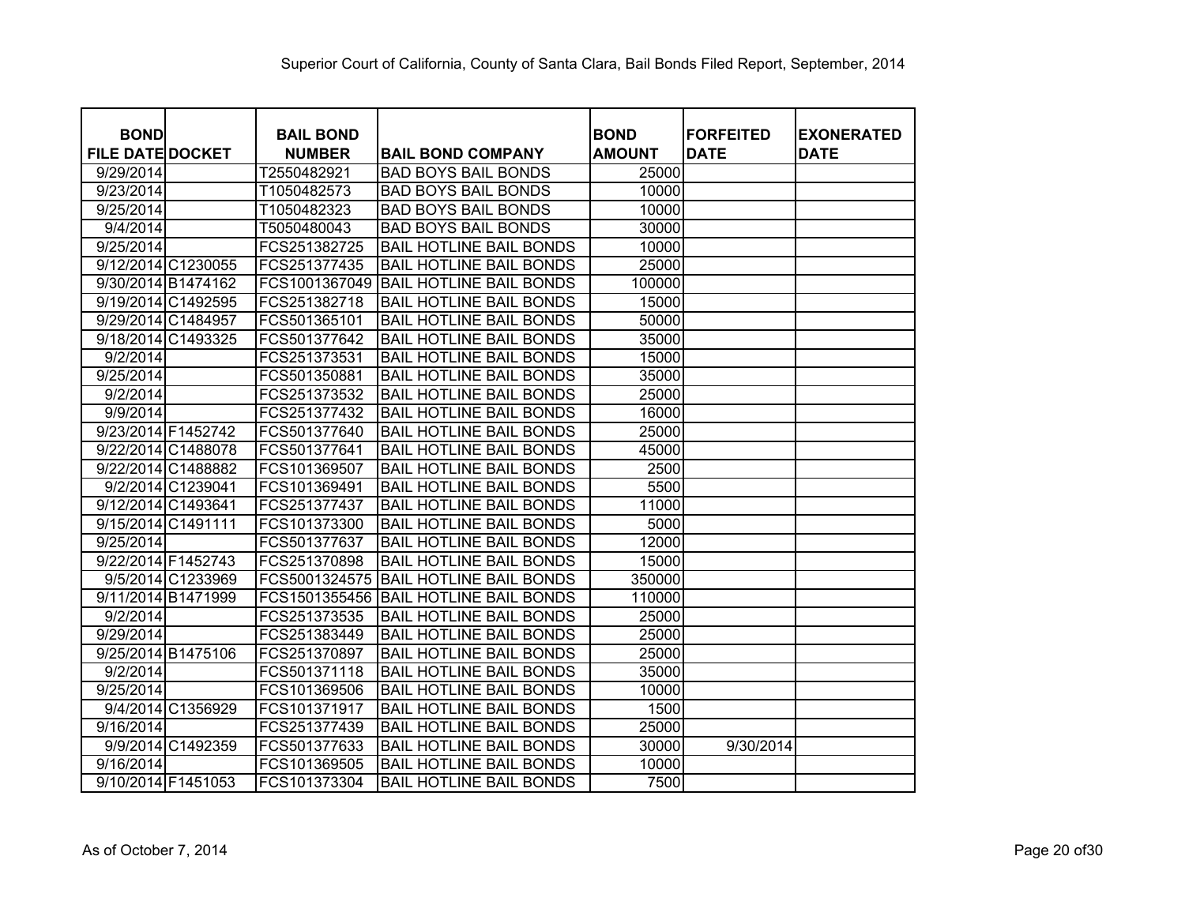Superior Court of California, County of Santa Clara, Bail Bonds Filed Report, September, 2014

| BOND FILE DATE | DOCKET | BAIL BOND NUMBER | BAIL BOND COMPANY | BOND AMOUNT | FORFEITED DATE | EXONERATED DATE |
|---|---|---|---|---|---|---|
| 9/29/2014 | | T2550482921 | BAD BOYS BAIL BONDS | 25000 | | |
| 9/23/2014 | | T1050482573 | BAD BOYS BAIL BONDS | 10000 | | |
| 9/25/2014 | | T1050482323 | BAD BOYS BAIL BONDS | 10000 | | |
| 9/4/2014 | | T5050480043 | BAD BOYS BAIL BONDS | 30000 | | |
| 9/25/2014 | | FCS251382725 | BAIL HOTLINE BAIL BONDS | 10000 | | |
| 9/12/2014 | C1230055 | FCS251377435 | BAIL HOTLINE BAIL BONDS | 25000 | | |
| 9/30/2014 | B1474162 | FCS1001367049 | BAIL HOTLINE BAIL BONDS | 100000 | | |
| 9/19/2014 | C1492595 | FCS251382718 | BAIL HOTLINE BAIL BONDS | 15000 | | |
| 9/29/2014 | C1484957 | FCS501365101 | BAIL HOTLINE BAIL BONDS | 50000 | | |
| 9/18/2014 | C1493325 | FCS501377642 | BAIL HOTLINE BAIL BONDS | 35000 | | |
| 9/2/2014 | | FCS251373531 | BAIL HOTLINE BAIL BONDS | 15000 | | |
| 9/25/2014 | | FCS501350881 | BAIL HOTLINE BAIL BONDS | 35000 | | |
| 9/2/2014 | | FCS251373532 | BAIL HOTLINE BAIL BONDS | 25000 | | |
| 9/9/2014 | | FCS251377432 | BAIL HOTLINE BAIL BONDS | 16000 | | |
| 9/23/2014 | F1452742 | FCS501377640 | BAIL HOTLINE BAIL BONDS | 25000 | | |
| 9/22/2014 | C1488078 | FCS501377641 | BAIL HOTLINE BAIL BONDS | 45000 | | |
| 9/22/2014 | C1488882 | FCS101369507 | BAIL HOTLINE BAIL BONDS | 2500 | | |
| 9/2/2014 | C1239041 | FCS101369491 | BAIL HOTLINE BAIL BONDS | 5500 | | |
| 9/12/2014 | C1493641 | FCS251377437 | BAIL HOTLINE BAIL BONDS | 11000 | | |
| 9/15/2014 | C1491111 | FCS101373300 | BAIL HOTLINE BAIL BONDS | 5000 | | |
| 9/25/2014 | | FCS501377637 | BAIL HOTLINE BAIL BONDS | 12000 | | |
| 9/22/2014 | F1452743 | FCS251370898 | BAIL HOTLINE BAIL BONDS | 15000 | | |
| 9/5/2014 | C1233969 | FCS5001324575 | BAIL HOTLINE BAIL BONDS | 350000 | | |
| 9/11/2014 | B1471999 | FCS1501355456 | BAIL HOTLINE BAIL BONDS | 110000 | | |
| 9/2/2014 | | FCS251373535 | BAIL HOTLINE BAIL BONDS | 25000 | | |
| 9/29/2014 | | FCS251383449 | BAIL HOTLINE BAIL BONDS | 25000 | | |
| 9/25/2014 | B1475106 | FCS251370897 | BAIL HOTLINE BAIL BONDS | 25000 | | |
| 9/2/2014 | | FCS501371118 | BAIL HOTLINE BAIL BONDS | 35000 | | |
| 9/25/2014 | | FCS101369506 | BAIL HOTLINE BAIL BONDS | 10000 | | |
| 9/4/2014 | C1356929 | FCS101371917 | BAIL HOTLINE BAIL BONDS | 1500 | | |
| 9/16/2014 | | FCS251377439 | BAIL HOTLINE BAIL BONDS | 25000 | | |
| 9/9/2014 | C1492359 | FCS501377633 | BAIL HOTLINE BAIL BONDS | 30000 | 9/30/2014 | |
| 9/16/2014 | | FCS101369505 | BAIL HOTLINE BAIL BONDS | 10000 | | |
| 9/10/2014 | F1451053 | FCS101373304 | BAIL HOTLINE BAIL BONDS | 7500 | | |

As of October 7, 2014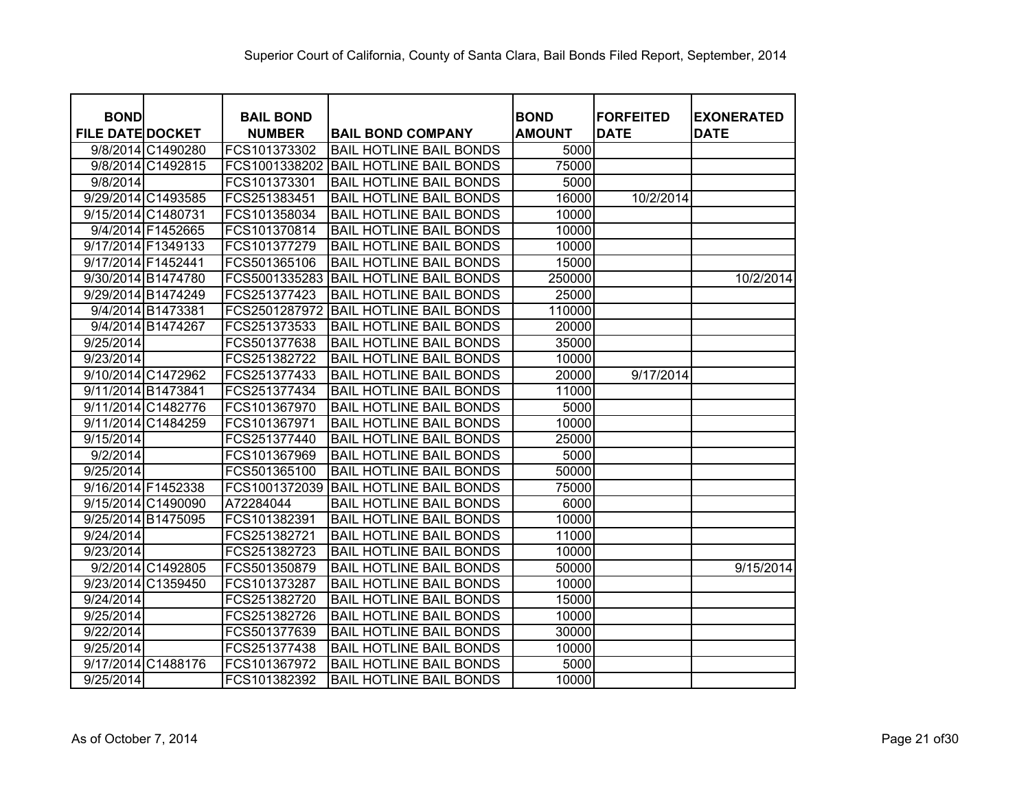Superior Court of California, County of Santa Clara, Bail Bonds Filed Report, September, 2014

| BOND FILE DATE | DOCKET | BAIL BOND NUMBER | BAIL BOND COMPANY | BOND AMOUNT | FORFEITED DATE | EXONERATED DATE |
|---|---|---|---|---|---|---|
| 9/8/2014 | C1490280 | FCS101373302 | BAIL HOTLINE BAIL BONDS | 5000 | | |
| 9/8/2014 | C1492815 | FCS1001338202 | BAIL HOTLINE BAIL BONDS | 75000 | | |
| 9/8/2014 | | FCS101373301 | BAIL HOTLINE BAIL BONDS | 5000 | | |
| 9/29/2014 | C1493585 | FCS251383451 | BAIL HOTLINE BAIL BONDS | 16000 | 10/2/2014 | |
| 9/15/2014 | C1480731 | FCS101358034 | BAIL HOTLINE BAIL BONDS | 10000 | | |
| 9/4/2014 | F1452665 | FCS101370814 | BAIL HOTLINE BAIL BONDS | 10000 | | |
| 9/17/2014 | F1349133 | FCS101377279 | BAIL HOTLINE BAIL BONDS | 10000 | | |
| 9/17/2014 | F1452441 | FCS501365106 | BAIL HOTLINE BAIL BONDS | 15000 | | |
| 9/30/2014 | B1474780 | FCS5001335283 | BAIL HOTLINE BAIL BONDS | 250000 | | 10/2/2014 |
| 9/29/2014 | B1474249 | FCS251377423 | BAIL HOTLINE BAIL BONDS | 25000 | | |
| 9/4/2014 | B1473381 | FCS2501287972 | BAIL HOTLINE BAIL BONDS | 110000 | | |
| 9/4/2014 | B1474267 | FCS251373533 | BAIL HOTLINE BAIL BONDS | 20000 | | |
| 9/25/2014 | | FCS501377638 | BAIL HOTLINE BAIL BONDS | 35000 | | |
| 9/23/2014 | | FCS251382722 | BAIL HOTLINE BAIL BONDS | 10000 | | |
| 9/10/2014 | C1472962 | FCS251377433 | BAIL HOTLINE BAIL BONDS | 20000 | 9/17/2014 | |
| 9/11/2014 | B1473841 | FCS251377434 | BAIL HOTLINE BAIL BONDS | 11000 | | |
| 9/11/2014 | C1482776 | FCS101367970 | BAIL HOTLINE BAIL BONDS | 5000 | | |
| 9/11/2014 | C1484259 | FCS101367971 | BAIL HOTLINE BAIL BONDS | 10000 | | |
| 9/15/2014 | | FCS251377440 | BAIL HOTLINE BAIL BONDS | 25000 | | |
| 9/2/2014 | | FCS101367969 | BAIL HOTLINE BAIL BONDS | 5000 | | |
| 9/25/2014 | | FCS501365100 | BAIL HOTLINE BAIL BONDS | 50000 | | |
| 9/16/2014 | F1452338 | FCS1001372039 | BAIL HOTLINE BAIL BONDS | 75000 | | |
| 9/15/2014 | C1490090 | A72284044 | BAIL HOTLINE BAIL BONDS | 6000 | | |
| 9/25/2014 | B1475095 | FCS101382391 | BAIL HOTLINE BAIL BONDS | 10000 | | |
| 9/24/2014 | | FCS251382721 | BAIL HOTLINE BAIL BONDS | 11000 | | |
| 9/23/2014 | | FCS251382723 | BAIL HOTLINE BAIL BONDS | 10000 | | |
| 9/2/2014 | C1492805 | FCS501350879 | BAIL HOTLINE BAIL BONDS | 50000 | | 9/15/2014 |
| 9/23/2014 | C1359450 | FCS101373287 | BAIL HOTLINE BAIL BONDS | 10000 | | |
| 9/24/2014 | | FCS251382720 | BAIL HOTLINE BAIL BONDS | 15000 | | |
| 9/25/2014 | | FCS251382726 | BAIL HOTLINE BAIL BONDS | 10000 | | |
| 9/22/2014 | | FCS501377639 | BAIL HOTLINE BAIL BONDS | 30000 | | |
| 9/25/2014 | | FCS251377438 | BAIL HOTLINE BAIL BONDS | 10000 | | |
| 9/17/2014 | C1488176 | FCS101367972 | BAIL HOTLINE BAIL BONDS | 5000 | | |
| 9/25/2014 | | FCS101382392 | BAIL HOTLINE BAIL BONDS | 10000 | | |

As of October 7, 2014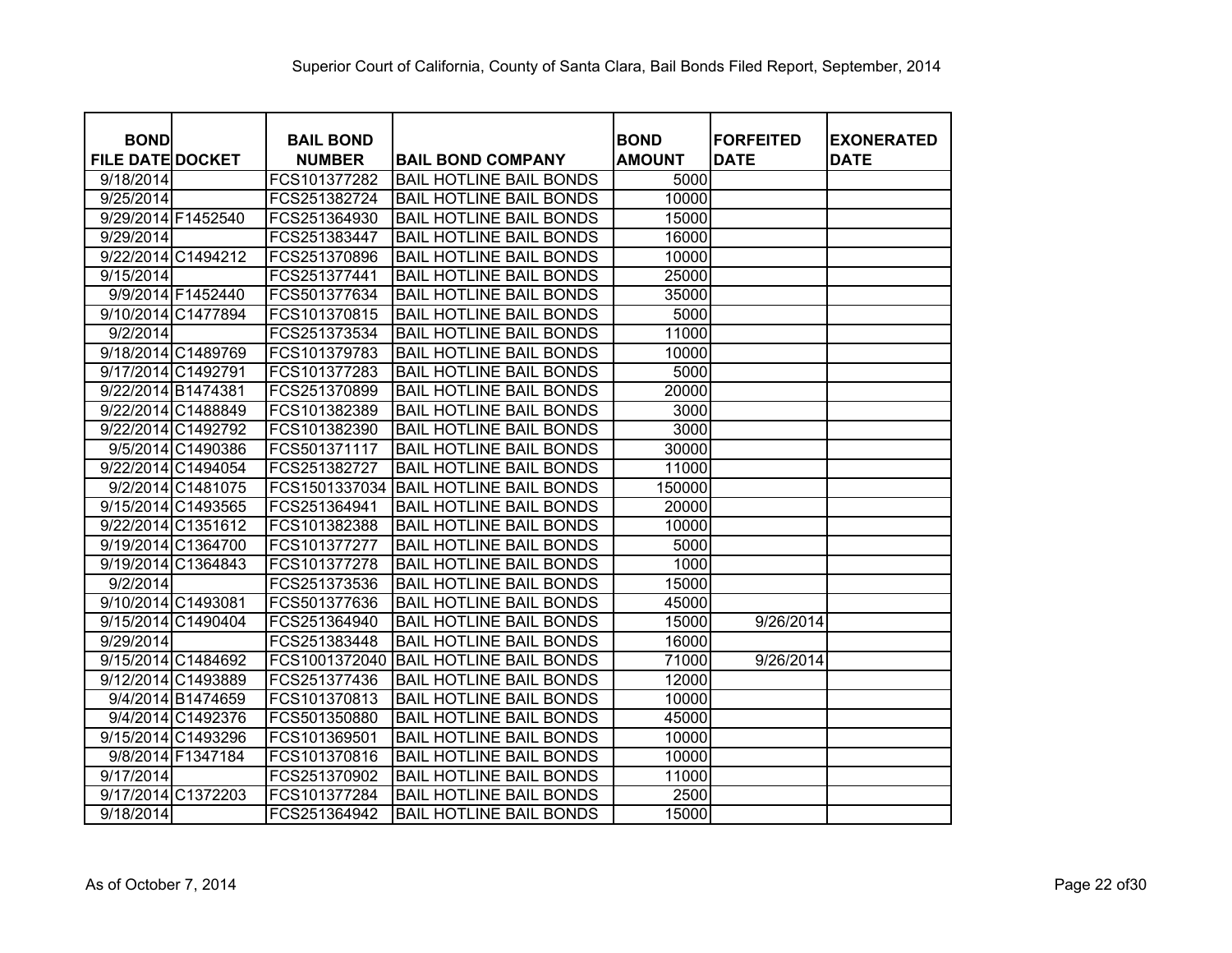Superior Court of California, County of Santa Clara, Bail Bonds Filed Report, September, 2014

| BOND FILE DATE | DOCKET | BAIL BOND NUMBER | BAIL BOND COMPANY | BOND AMOUNT | FORFEITED DATE | EXONERATED DATE |
|---|---|---|---|---|---|---|
| 9/18/2014 | | FCS101377282 | BAIL HOTLINE BAIL BONDS | 5000 | | |
| 9/25/2014 | | FCS251382724 | BAIL HOTLINE BAIL BONDS | 10000 | | |
| 9/29/2014 | F1452540 | FCS251364930 | BAIL HOTLINE BAIL BONDS | 15000 | | |
| 9/29/2014 | | FCS251383447 | BAIL HOTLINE BAIL BONDS | 16000 | | |
| 9/22/2014 | C1494212 | FCS251370896 | BAIL HOTLINE BAIL BONDS | 10000 | | |
| 9/15/2014 | | FCS251377441 | BAIL HOTLINE BAIL BONDS | 25000 | | |
| 9/9/2014 | F1452440 | FCS501377634 | BAIL HOTLINE BAIL BONDS | 35000 | | |
| 9/10/2014 | C1477894 | FCS101370815 | BAIL HOTLINE BAIL BONDS | 5000 | | |
| 9/2/2014 | | FCS251373534 | BAIL HOTLINE BAIL BONDS | 11000 | | |
| 9/18/2014 | C1489769 | FCS101379783 | BAIL HOTLINE BAIL BONDS | 10000 | | |
| 9/17/2014 | C1492791 | FCS101377283 | BAIL HOTLINE BAIL BONDS | 5000 | | |
| 9/22/2014 | B1474381 | FCS251370899 | BAIL HOTLINE BAIL BONDS | 20000 | | |
| 9/22/2014 | C1488849 | FCS101382389 | BAIL HOTLINE BAIL BONDS | 3000 | | |
| 9/22/2014 | C1492792 | FCS101382390 | BAIL HOTLINE BAIL BONDS | 3000 | | |
| 9/5/2014 | C1490386 | FCS501371117 | BAIL HOTLINE BAIL BONDS | 30000 | | |
| 9/22/2014 | C1494054 | FCS251382727 | BAIL HOTLINE BAIL BONDS | 11000 | | |
| 9/2/2014 | C1481075 | FCS1501337034 | BAIL HOTLINE BAIL BONDS | 150000 | | |
| 9/15/2014 | C1493565 | FCS251364941 | BAIL HOTLINE BAIL BONDS | 20000 | | |
| 9/22/2014 | C1351612 | FCS101382388 | BAIL HOTLINE BAIL BONDS | 10000 | | |
| 9/19/2014 | C1364700 | FCS101377277 | BAIL HOTLINE BAIL BONDS | 5000 | | |
| 9/19/2014 | C1364843 | FCS101377278 | BAIL HOTLINE BAIL BONDS | 1000 | | |
| 9/2/2014 | | FCS251373536 | BAIL HOTLINE BAIL BONDS | 15000 | | |
| 9/10/2014 | C1493081 | FCS501377636 | BAIL HOTLINE BAIL BONDS | 45000 | | |
| 9/15/2014 | C1490404 | FCS251364940 | BAIL HOTLINE BAIL BONDS | 15000 | 9/26/2014 | |
| 9/29/2014 | | FCS251383448 | BAIL HOTLINE BAIL BONDS | 16000 | | |
| 9/15/2014 | C1484692 | FCS1001372040 | BAIL HOTLINE BAIL BONDS | 71000 | 9/26/2014 | |
| 9/12/2014 | C1493889 | FCS251377436 | BAIL HOTLINE BAIL BONDS | 12000 | | |
| 9/4/2014 | B1474659 | FCS101370813 | BAIL HOTLINE BAIL BONDS | 10000 | | |
| 9/4/2014 | C1492376 | FCS501350880 | BAIL HOTLINE BAIL BONDS | 45000 | | |
| 9/15/2014 | C1493296 | FCS101369501 | BAIL HOTLINE BAIL BONDS | 10000 | | |
| 9/8/2014 | F1347184 | FCS101370816 | BAIL HOTLINE BAIL BONDS | 10000 | | |
| 9/17/2014 | | FCS251370902 | BAIL HOTLINE BAIL BONDS | 11000 | | |
| 9/17/2014 | C1372203 | FCS101377284 | BAIL HOTLINE BAIL BONDS | 2500 | | |
| 9/18/2014 | | FCS251364942 | BAIL HOTLINE BAIL BONDS | 15000 | | |

As of October 7, 2014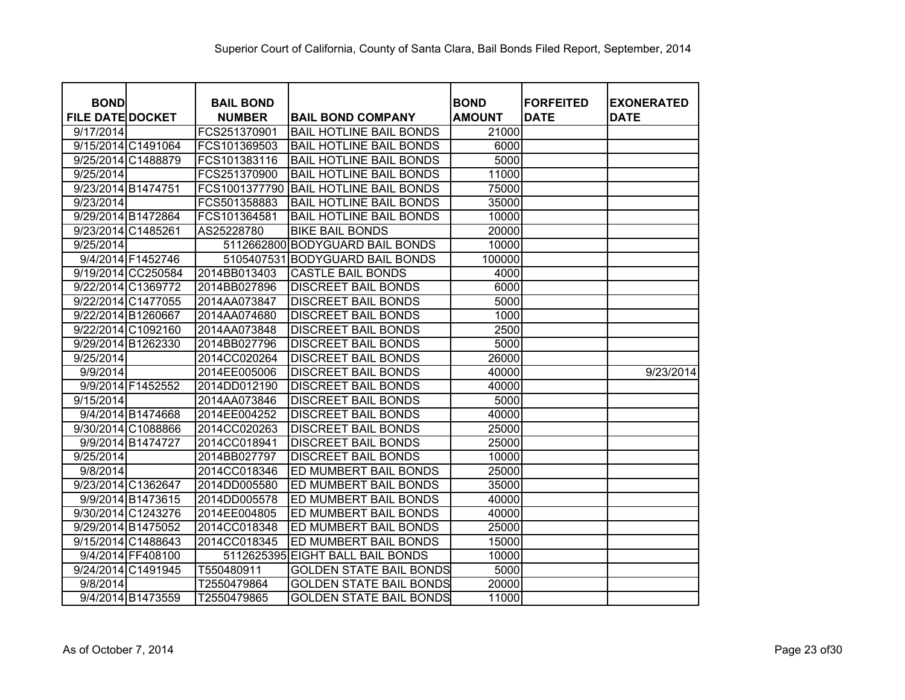Superior Court of California, County of Santa Clara, Bail Bonds Filed Report, September, 2014

| BOND FILE DATE | DOCKET | BAIL BOND NUMBER | BAIL BOND COMPANY | BOND AMOUNT | FORFEITED DATE | EXONERATED DATE |
|---|---|---|---|---|---|---|
| 9/17/2014 | | FCS251370901 | BAIL HOTLINE BAIL BONDS | 21000 | | |
| 9/15/2014 | C1491064 | FCS101369503 | BAIL HOTLINE BAIL BONDS | 6000 | | |
| 9/25/2014 | C1488879 | FCS101383116 | BAIL HOTLINE BAIL BONDS | 5000 | | |
| 9/25/2014 | | FCS251370900 | BAIL HOTLINE BAIL BONDS | 11000 | | |
| 9/23/2014 | B1474751 | FCS1001377790 | BAIL HOTLINE BAIL BONDS | 75000 | | |
| 9/23/2014 | | FCS501358883 | BAIL HOTLINE BAIL BONDS | 35000 | | |
| 9/29/2014 | B1472864 | FCS101364581 | BAIL HOTLINE BAIL BONDS | 10000 | | |
| 9/23/2014 | C1485261 | AS25228780 | BIKE BAIL BONDS | 20000 | | |
| 9/25/2014 | | 5112662800 | BODYGUARD BAIL BONDS | 10000 | | |
| 9/4/2014 | F1452746 | 5105407531 | BODYGUARD BAIL BONDS | 100000 | | |
| 9/19/2014 | CC250584 | 2014BB013403 | CASTLE BAIL BONDS | 4000 | | |
| 9/22/2014 | C1369772 | 2014BB027896 | DISCREET BAIL BONDS | 6000 | | |
| 9/22/2014 | C1477055 | 2014AA073847 | DISCREET BAIL BONDS | 5000 | | |
| 9/22/2014 | B1260667 | 2014AA074680 | DISCREET BAIL BONDS | 1000 | | |
| 9/22/2014 | C1092160 | 2014AA073848 | DISCREET BAIL BONDS | 2500 | | |
| 9/29/2014 | B1262330 | 2014BB027796 | DISCREET BAIL BONDS | 5000 | | |
| 9/25/2014 | | 2014CC020264 | DISCREET BAIL BONDS | 26000 | | |
| 9/9/2014 | | 2014EE005006 | DISCREET BAIL BONDS | 40000 | | 9/23/2014 |
| 9/9/2014 | F1452552 | 2014DD012190 | DISCREET BAIL BONDS | 40000 | | |
| 9/15/2014 | | 2014AA073846 | DISCREET BAIL BONDS | 5000 | | |
| 9/4/2014 | B1474668 | 2014EE004252 | DISCREET BAIL BONDS | 40000 | | |
| 9/30/2014 | C1088866 | 2014CC020263 | DISCREET BAIL BONDS | 25000 | | |
| 9/9/2014 | B1474727 | 2014CC018941 | DISCREET BAIL BONDS | 25000 | | |
| 9/25/2014 | | 2014BB027797 | DISCREET BAIL BONDS | 10000 | | |
| 9/8/2014 | | 2014CC018346 | ED MUMBERT BAIL BONDS | 25000 | | |
| 9/23/2014 | C1362647 | 2014DD005580 | ED MUMBERT BAIL BONDS | 35000 | | |
| 9/9/2014 | B1473615 | 2014DD005578 | ED MUMBERT BAIL BONDS | 40000 | | |
| 9/30/2014 | C1243276 | 2014EE004805 | ED MUMBERT BAIL BONDS | 40000 | | |
| 9/29/2014 | B1475052 | 2014CC018348 | ED MUMBERT BAIL BONDS | 25000 | | |
| 9/15/2014 | C1488643 | 2014CC018345 | ED MUMBERT BAIL BONDS | 15000 | | |
| 9/4/2014 | FF408100 | 5112625395 | EIGHT BALL BAIL BONDS | 10000 | | |
| 9/24/2014 | C1491945 | T550480911 | GOLDEN STATE BAIL BONDS | 5000 | | |
| 9/8/2014 | | T2550479864 | GOLDEN STATE BAIL BONDS | 20000 | | |
| 9/4/2014 | B1473559 | T2550479865 | GOLDEN STATE BAIL BONDS | 11000 | | |

As of October 7, 2014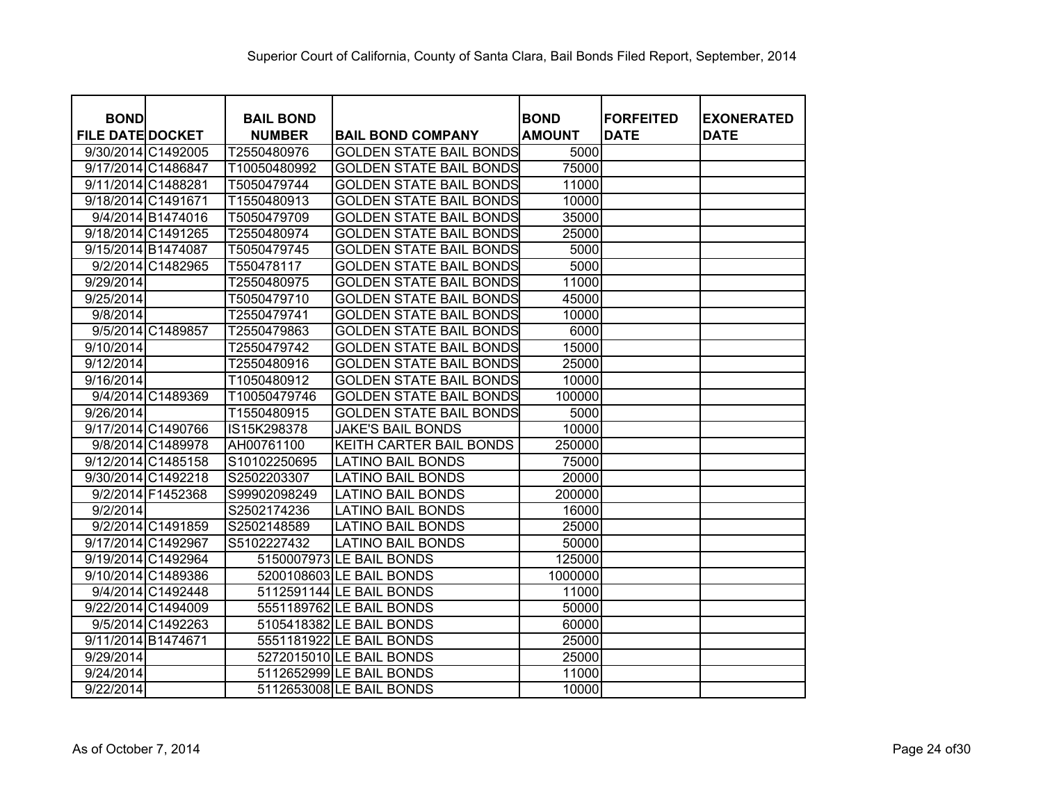Superior Court of California, County of Santa Clara, Bail Bonds Filed Report, September, 2014

| BOND FILE DATE | DOCKET | BAIL BOND NUMBER | BAIL BOND COMPANY | BOND AMOUNT | FORFEITED DATE | EXONERATED DATE |
|---|---|---|---|---|---|---|
| 9/30/2014 | C1492005 | T2550480976 | GOLDEN STATE BAIL BONDS | 5000 | | |
| 9/17/2014 | C1486847 | T10050480992 | GOLDEN STATE BAIL BONDS | 75000 | | |
| 9/11/2014 | C1488281 | T5050479744 | GOLDEN STATE BAIL BONDS | 11000 | | |
| 9/18/2014 | C1491671 | T1550480913 | GOLDEN STATE BAIL BONDS | 10000 | | |
| 9/4/2014 | B1474016 | T5050479709 | GOLDEN STATE BAIL BONDS | 35000 | | |
| 9/18/2014 | C1491265 | T2550480974 | GOLDEN STATE BAIL BONDS | 25000 | | |
| 9/15/2014 | B1474087 | T5050479745 | GOLDEN STATE BAIL BONDS | 5000 | | |
| 9/2/2014 | C1482965 | T550478117 | GOLDEN STATE BAIL BONDS | 5000 | | |
| 9/29/2014 | | T2550480975 | GOLDEN STATE BAIL BONDS | 11000 | | |
| 9/25/2014 | | T5050479710 | GOLDEN STATE BAIL BONDS | 45000 | | |
| 9/8/2014 | | T2550479741 | GOLDEN STATE BAIL BONDS | 10000 | | |
| 9/5/2014 | C1489857 | T2550479863 | GOLDEN STATE BAIL BONDS | 6000 | | |
| 9/10/2014 | | T2550479742 | GOLDEN STATE BAIL BONDS | 15000 | | |
| 9/12/2014 | | T2550480916 | GOLDEN STATE BAIL BONDS | 25000 | | |
| 9/16/2014 | | T1050480912 | GOLDEN STATE BAIL BONDS | 10000 | | |
| 9/4/2014 | C1489369 | T10050479746 | GOLDEN STATE BAIL BONDS | 100000 | | |
| 9/26/2014 | | T1550480915 | GOLDEN STATE BAIL BONDS | 5000 | | |
| 9/17/2014 | C1490766 | IS15K298378 | JAKE'S BAIL BONDS | 10000 | | |
| 9/8/2014 | C1489978 | AH00761100 | KEITH CARTER BAIL BONDS | 250000 | | |
| 9/12/2014 | C1485158 | S10102250695 | LATINO BAIL BONDS | 75000 | | |
| 9/30/2014 | C1492218 | S2502203307 | LATINO BAIL BONDS | 20000 | | |
| 9/2/2014 | F1452368 | S99902098249 | LATINO BAIL BONDS | 200000 | | |
| 9/2/2014 | | S2502174236 | LATINO BAIL BONDS | 16000 | | |
| 9/2/2014 | C1491859 | S2502148589 | LATINO BAIL BONDS | 25000 | | |
| 9/17/2014 | C1492967 | S5102227432 | LATINO BAIL BONDS | 50000 | | |
| 9/19/2014 | C1492964 | 5150007973 | LE BAIL BONDS | 125000 | | |
| 9/10/2014 | C1489386 | 5200108603 | LE BAIL BONDS | 1000000 | | |
| 9/4/2014 | C1492448 | 5112591144 | LE BAIL BONDS | 11000 | | |
| 9/22/2014 | C1494009 | 5551189762 | LE BAIL BONDS | 50000 | | |
| 9/5/2014 | C1492263 | 5105418382 | LE BAIL BONDS | 60000 | | |
| 9/11/2014 | B1474671 | 5551181922 | LE BAIL BONDS | 25000 | | |
| 9/29/2014 | | 5272015010 | LE BAIL BONDS | 25000 | | |
| 9/24/2014 | | 5112652999 | LE BAIL BONDS | 11000 | | |
| 9/22/2014 | | 5112653008 | LE BAIL BONDS | 10000 | | |

As of October 7, 2014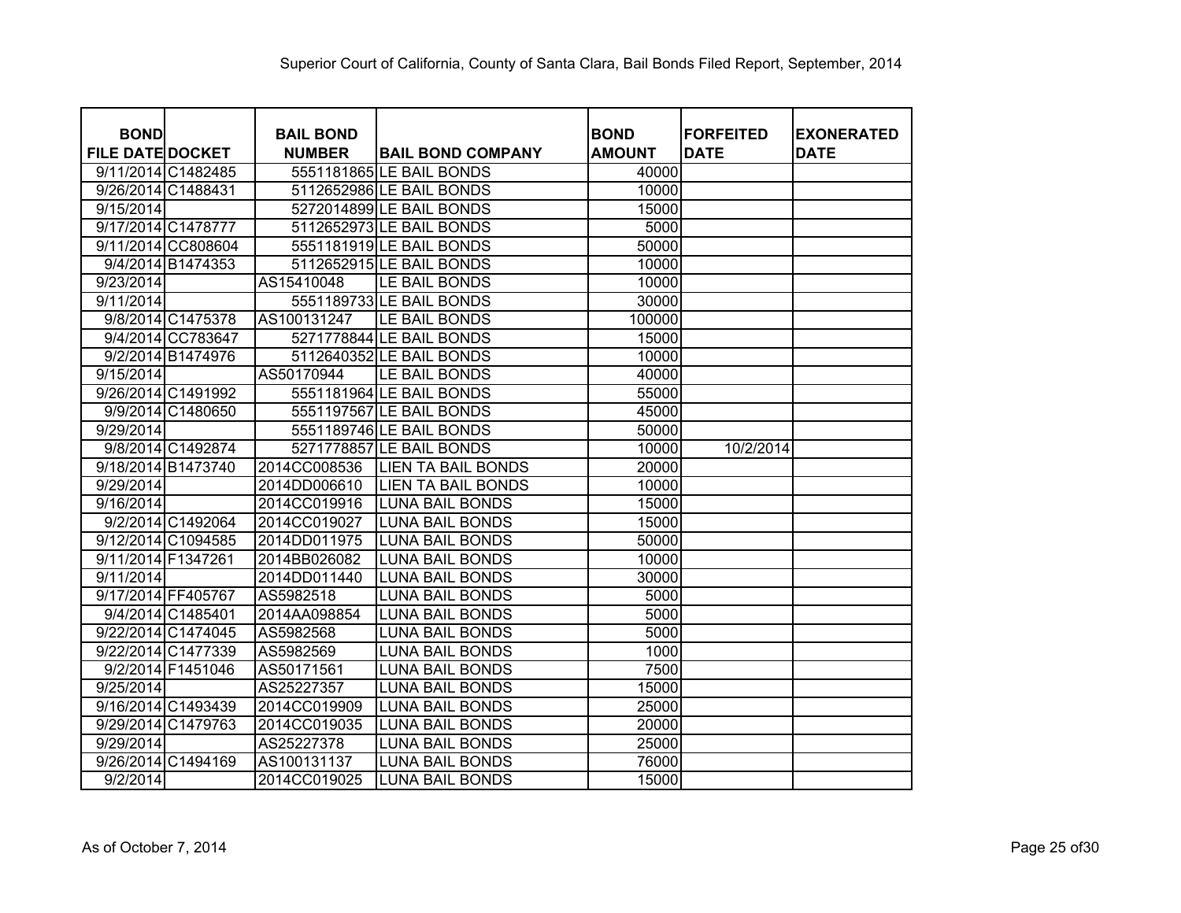Superior Court of California, County of Santa Clara, Bail Bonds Filed Report, September, 2014

| BOND FILE DATE | DOCKET | BAIL BOND NUMBER | BAIL BOND COMPANY | BOND AMOUNT | FORFEITED DATE | EXONERATED DATE |
|---|---|---|---|---|---|---|
| 9/11/2014 | C1482485 | 5551181865 | LE BAIL BONDS | 40000 | | |
| 9/26/2014 | C1488431 | 5112652986 | LE BAIL BONDS | 10000 | | |
| 9/15/2014 | | 5272014899 | LE BAIL BONDS | 15000 | | |
| 9/17/2014 | C1478777 | 5112652973 | LE BAIL BONDS | 5000 | | |
| 9/11/2014 | CC808604 | 5551181919 | LE BAIL BONDS | 50000 | | |
| 9/4/2014 | B1474353 | 5112652915 | LE BAIL BONDS | 10000 | | |
| 9/23/2014 | | AS15410048 | LE BAIL BONDS | 10000 | | |
| 9/11/2014 | | 5551189733 | LE BAIL BONDS | 30000 | | |
| 9/8/2014 | C1475378 | AS100131247 | LE BAIL BONDS | 100000 | | |
| 9/4/2014 | CC783647 | 5271778844 | LE BAIL BONDS | 15000 | | |
| 9/2/2014 | B1474976 | 5112640352 | LE BAIL BONDS | 10000 | | |
| 9/15/2014 | | AS50170944 | LE BAIL BONDS | 40000 | | |
| 9/26/2014 | C1491992 | 5551181964 | LE BAIL BONDS | 55000 | | |
| 9/9/2014 | C1480650 | 5551197567 | LE BAIL BONDS | 45000 | | |
| 9/29/2014 | | 5551189746 | LE BAIL BONDS | 50000 | | |
| 9/8/2014 | C1492874 | 5271778857 | LE BAIL BONDS | 10000 | 10/2/2014 | |
| 9/18/2014 | B1473740 | 2014CC008536 | LIEN TA BAIL BONDS | 20000 | | |
| 9/29/2014 | | 2014DD006610 | LIEN TA BAIL BONDS | 10000 | | |
| 9/16/2014 | | 2014CC019916 | LUNA BAIL BONDS | 15000 | | |
| 9/2/2014 | C1492064 | 2014CC019027 | LUNA BAIL BONDS | 15000 | | |
| 9/12/2014 | C1094585 | 2014DD011975 | LUNA BAIL BONDS | 50000 | | |
| 9/11/2014 | F1347261 | 2014BB026082 | LUNA BAIL BONDS | 10000 | | |
| 9/11/2014 | | 2014DD011440 | LUNA BAIL BONDS | 30000 | | |
| 9/17/2014 | FF405767 | AS5982518 | LUNA BAIL BONDS | 5000 | | |
| 9/4/2014 | C1485401 | 2014AA098854 | LUNA BAIL BONDS | 5000 | | |
| 9/22/2014 | C1474045 | AS5982568 | LUNA BAIL BONDS | 5000 | | |
| 9/22/2014 | C1477339 | AS5982569 | LUNA BAIL BONDS | 1000 | | |
| 9/2/2014 | F1451046 | AS50171561 | LUNA BAIL BONDS | 7500 | | |
| 9/25/2014 | | AS25227357 | LUNA BAIL BONDS | 15000 | | |
| 9/16/2014 | C1493439 | 2014CC019909 | LUNA BAIL BONDS | 25000 | | |
| 9/29/2014 | C1479763 | 2014CC019035 | LUNA BAIL BONDS | 20000 | | |
| 9/29/2014 | | AS25227378 | LUNA BAIL BONDS | 25000 | | |
| 9/26/2014 | C1494169 | AS100131137 | LUNA BAIL BONDS | 76000 | | |
| 9/2/2014 | | 2014CC019025 | LUNA BAIL BONDS | 15000 | | |

As of October 7, 2014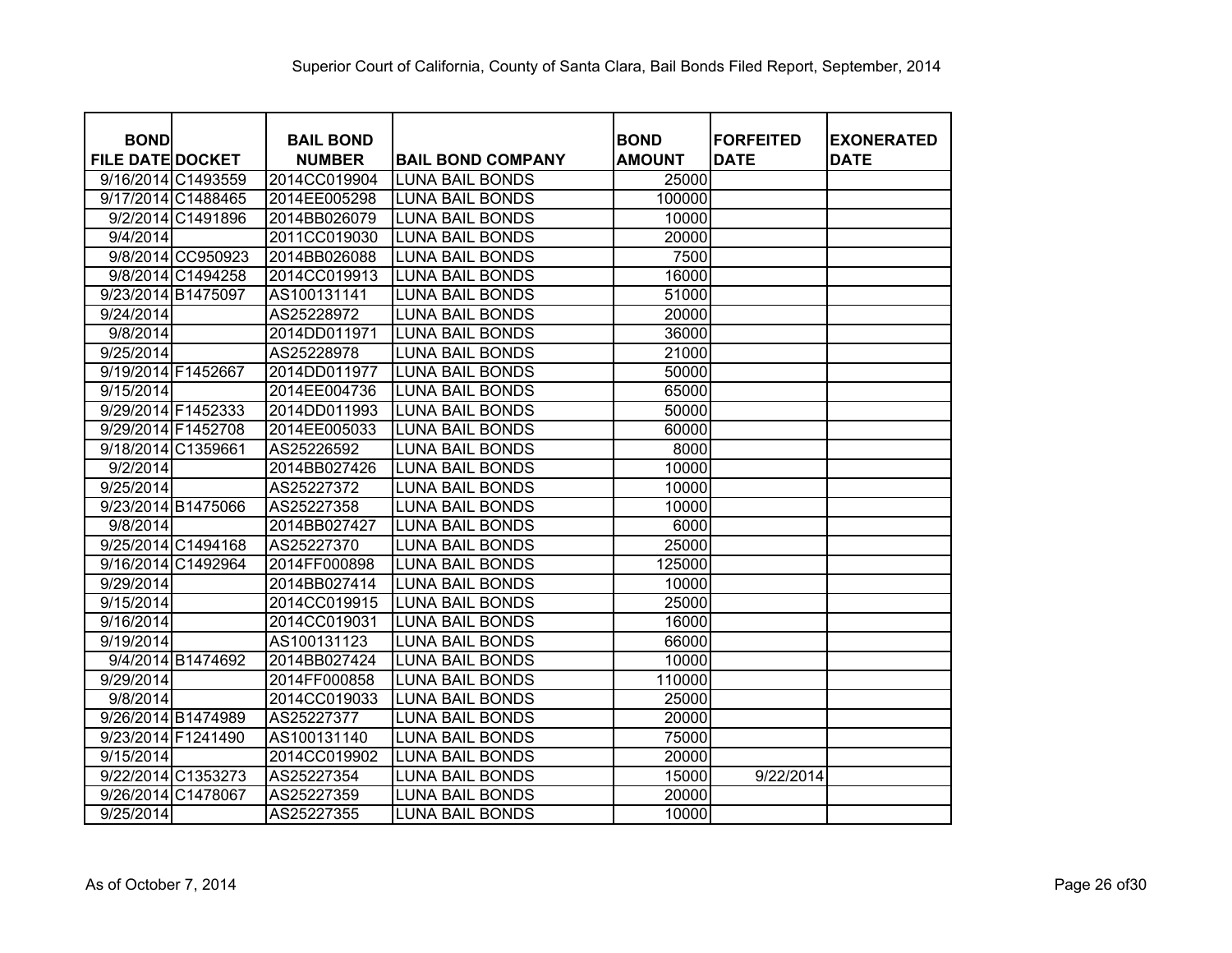Superior Court of California, County of Santa Clara, Bail Bonds Filed Report, September, 2014

| BOND FILE DATE | DOCKET | BAIL BOND NUMBER | BAIL BOND COMPANY | BOND AMOUNT | FORFEITED DATE | EXONERATED DATE |
|---|---|---|---|---|---|---|
| 9/16/2014 | C1493559 | 2014CC019904 | LUNA BAIL BONDS | 25000 | | |
| 9/17/2014 | C1488465 | 2014EE005298 | LUNA BAIL BONDS | 100000 | | |
| 9/2/2014 | C1491896 | 2014BB026079 | LUNA BAIL BONDS | 10000 | | |
| 9/4/2014 | | 2011CC019030 | LUNA BAIL BONDS | 20000 | | |
| 9/8/2014 | CC950923 | 2014BB026088 | LUNA BAIL BONDS | 7500 | | |
| 9/8/2014 | C1494258 | 2014CC019913 | LUNA BAIL BONDS | 16000 | | |
| 9/23/2014 | B1475097 | AS100131141 | LUNA BAIL BONDS | 51000 | | |
| 9/24/2014 | | AS25228972 | LUNA BAIL BONDS | 20000 | | |
| 9/8/2014 | | 2014DD011971 | LUNA BAIL BONDS | 36000 | | |
| 9/25/2014 | | AS25228978 | LUNA BAIL BONDS | 21000 | | |
| 9/19/2014 | F1452667 | 2014DD011977 | LUNA BAIL BONDS | 50000 | | |
| 9/15/2014 | | 2014EE004736 | LUNA BAIL BONDS | 65000 | | |
| 9/29/2014 | F1452333 | 2014DD011993 | LUNA BAIL BONDS | 50000 | | |
| 9/29/2014 | F1452708 | 2014EE005033 | LUNA BAIL BONDS | 60000 | | |
| 9/18/2014 | C1359661 | AS25226592 | LUNA BAIL BONDS | 8000 | | |
| 9/2/2014 | | 2014BB027426 | LUNA BAIL BONDS | 10000 | | |
| 9/25/2014 | | AS25227372 | LUNA BAIL BONDS | 10000 | | |
| 9/23/2014 | B1475066 | AS25227358 | LUNA BAIL BONDS | 10000 | | |
| 9/8/2014 | | 2014BB027427 | LUNA BAIL BONDS | 6000 | | |
| 9/25/2014 | C1494168 | AS25227370 | LUNA BAIL BONDS | 25000 | | |
| 9/16/2014 | C1492964 | 2014FF000898 | LUNA BAIL BONDS | 125000 | | |
| 9/29/2014 | | 2014BB027414 | LUNA BAIL BONDS | 10000 | | |
| 9/15/2014 | | 2014CC019915 | LUNA BAIL BONDS | 25000 | | |
| 9/16/2014 | | 2014CC019031 | LUNA BAIL BONDS | 16000 | | |
| 9/19/2014 | | AS100131123 | LUNA BAIL BONDS | 66000 | | |
| 9/4/2014 | B1474692 | 2014BB027424 | LUNA BAIL BONDS | 10000 | | |
| 9/29/2014 | | 2014FF000858 | LUNA BAIL BONDS | 110000 | | |
| 9/8/2014 | | 2014CC019033 | LUNA BAIL BONDS | 25000 | | |
| 9/26/2014 | B1474989 | AS25227377 | LUNA BAIL BONDS | 20000 | | |
| 9/23/2014 | F1241490 | AS100131140 | LUNA BAIL BONDS | 75000 | | |
| 9/15/2014 | | 2014CC019902 | LUNA BAIL BONDS | 20000 | | |
| 9/22/2014 | C1353273 | AS25227354 | LUNA BAIL BONDS | 15000 | 9/22/2014 | |
| 9/26/2014 | C1478067 | AS25227359 | LUNA BAIL BONDS | 20000 | | |
| 9/25/2014 | | AS25227355 | LUNA BAIL BONDS | 10000 | | |

As of October 7, 2014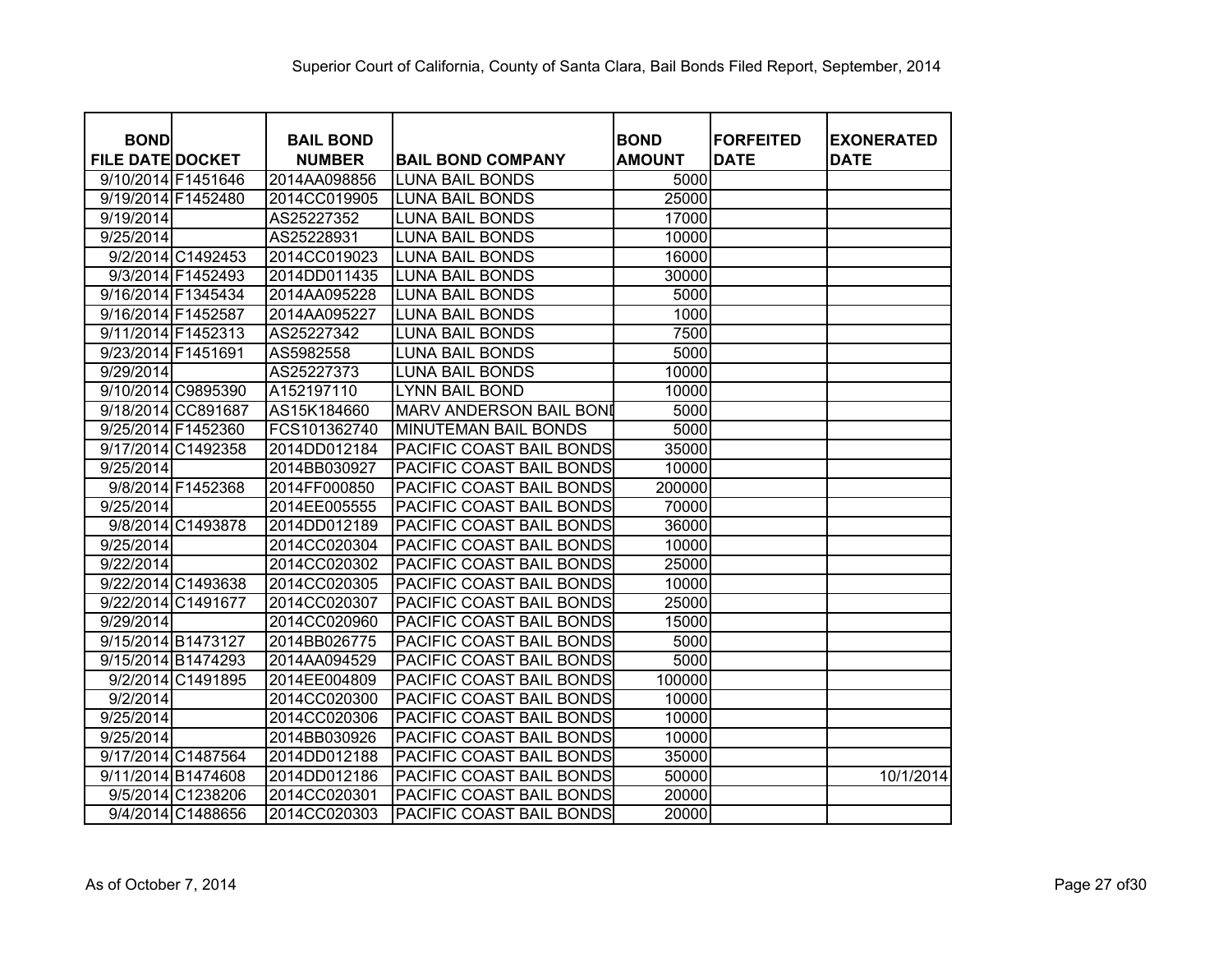Superior Court of California, County of Santa Clara, Bail Bonds Filed Report, September, 2014

| BOND FILE DATE | DOCKET | BAIL BOND NUMBER | BAIL BOND COMPANY | BOND AMOUNT | FORFEITED DATE | EXONERATED DATE |
|---|---|---|---|---|---|---|
| 9/10/2014 | F1451646 | 2014AA098856 | LUNA BAIL BONDS | 5000 | | |
| 9/19/2014 | F1452480 | 2014CC019905 | LUNA BAIL BONDS | 25000 | | |
| 9/19/2014 | | AS25227352 | LUNA BAIL BONDS | 17000 | | |
| 9/25/2014 | | AS25228931 | LUNA BAIL BONDS | 10000 | | |
| 9/2/2014 | C1492453 | 2014CC019023 | LUNA BAIL BONDS | 16000 | | |
| 9/3/2014 | F1452493 | 2014DD011435 | LUNA BAIL BONDS | 30000 | | |
| 9/16/2014 | F1345434 | 2014AA095228 | LUNA BAIL BONDS | 5000 | | |
| 9/16/2014 | F1452587 | 2014AA095227 | LUNA BAIL BONDS | 1000 | | |
| 9/11/2014 | F1452313 | AS25227342 | LUNA BAIL BONDS | 7500 | | |
| 9/23/2014 | F1451691 | AS5982558 | LUNA BAIL BONDS | 5000 | | |
| 9/29/2014 | | AS25227373 | LUNA BAIL BONDS | 10000 | | |
| 9/10/2014 | C9895390 | A152197110 | LYNN BAIL BOND | 10000 | | |
| 9/18/2014 | CC891687 | AS15K184660 | MARV ANDERSON BAIL BONI | 5000 | | |
| 9/25/2014 | F1452360 | FCS101362740 | MINUTEMAN BAIL BONDS | 5000 | | |
| 9/17/2014 | C1492358 | 2014DD012184 | PACIFIC COAST BAIL BONDS | 35000 | | |
| 9/25/2014 | | 2014BB030927 | PACIFIC COAST BAIL BONDS | 10000 | | |
| 9/8/2014 | F1452368 | 2014FF000850 | PACIFIC COAST BAIL BONDS | 200000 | | |
| 9/25/2014 | | 2014EE005555 | PACIFIC COAST BAIL BONDS | 70000 | | |
| 9/8/2014 | C1493878 | 2014DD012189 | PACIFIC COAST BAIL BONDS | 36000 | | |
| 9/25/2014 | | 2014CC020304 | PACIFIC COAST BAIL BONDS | 10000 | | |
| 9/22/2014 | | 2014CC020302 | PACIFIC COAST BAIL BONDS | 25000 | | |
| 9/22/2014 | C1493638 | 2014CC020305 | PACIFIC COAST BAIL BONDS | 10000 | | |
| 9/22/2014 | C1491677 | 2014CC020307 | PACIFIC COAST BAIL BONDS | 25000 | | |
| 9/29/2014 | | 2014CC020960 | PACIFIC COAST BAIL BONDS | 15000 | | |
| 9/15/2014 | B1473127 | 2014BB026775 | PACIFIC COAST BAIL BONDS | 5000 | | |
| 9/15/2014 | B1474293 | 2014AA094529 | PACIFIC COAST BAIL BONDS | 5000 | | |
| 9/2/2014 | C1491895 | 2014EE004809 | PACIFIC COAST BAIL BONDS | 100000 | | |
| 9/2/2014 | | 2014CC020300 | PACIFIC COAST BAIL BONDS | 10000 | | |
| 9/25/2014 | | 2014CC020306 | PACIFIC COAST BAIL BONDS | 10000 | | |
| 9/25/2014 | | 2014BB030926 | PACIFIC COAST BAIL BONDS | 10000 | | |
| 9/17/2014 | C1487564 | 2014DD012188 | PACIFIC COAST BAIL BONDS | 35000 | | |
| 9/11/2014 | B1474608 | 2014DD012186 | PACIFIC COAST BAIL BONDS | 50000 | | 10/1/2014 |
| 9/5/2014 | C1238206 | 2014CC020301 | PACIFIC COAST BAIL BONDS | 20000 | | |
| 9/4/2014 | C1488656 | 2014CC020303 | PACIFIC COAST BAIL BONDS | 20000 | | |

As of October 7, 2014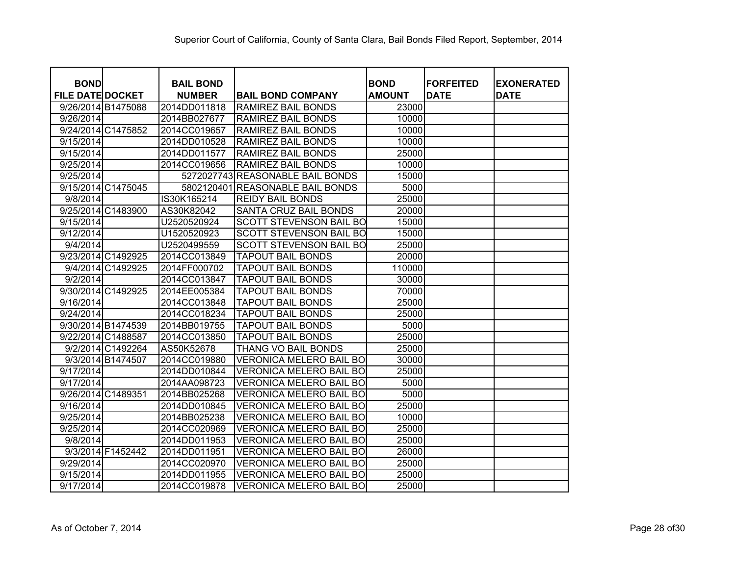Superior Court of California, County of Santa Clara, Bail Bonds Filed Report, September, 2014

| BOND FILE DATE | DOCKET | BAIL BOND NUMBER | BAIL BOND COMPANY | BOND AMOUNT | FORFEITED DATE | EXONERATED DATE |
|---|---|---|---|---|---|---|
| 9/26/2014 | B1475088 | 2014DD011818 | RAMIREZ BAIL BONDS | 23000 | | |
| 9/26/2014 | | 2014BB027677 | RAMIREZ BAIL BONDS | 10000 | | |
| 9/24/2014 | C1475852 | 2014CC019657 | RAMIREZ BAIL BONDS | 10000 | | |
| 9/15/2014 | | 2014DD010528 | RAMIREZ BAIL BONDS | 10000 | | |
| 9/15/2014 | | 2014DD011577 | RAMIREZ BAIL BONDS | 25000 | | |
| 9/25/2014 | | 2014CC019656 | RAMIREZ BAIL BONDS | 10000 | | |
| 9/25/2014 | | 5272027743 | REASONABLE BAIL BONDS | 15000 | | |
| 9/15/2014 | C1475045 | 5802120401 | REASONABLE BAIL BONDS | 5000 | | |
| 9/8/2014 | | IS30K165214 | REIDY BAIL BONDS | 25000 | | |
| 9/25/2014 | C1483900 | AS30K82042 | SANTA CRUZ BAIL BONDS | 20000 | | |
| 9/15/2014 | | U2520520924 | SCOTT STEVENSON BAIL BO | 15000 | | |
| 9/12/2014 | | U1520520923 | SCOTT STEVENSON BAIL BO | 15000 | | |
| 9/4/2014 | | U2520499559 | SCOTT STEVENSON BAIL BO | 25000 | | |
| 9/23/2014 | C1492925 | 2014CC013849 | TAPOUT BAIL BONDS | 20000 | | |
| 9/4/2014 | C1492925 | 2014FF000702 | TAPOUT BAIL BONDS | 110000 | | |
| 9/2/2014 | | 2014CC013847 | TAPOUT BAIL BONDS | 30000 | | |
| 9/30/2014 | C1492925 | 2014EE005384 | TAPOUT BAIL BONDS | 70000 | | |
| 9/16/2014 | | 2014CC013848 | TAPOUT BAIL BONDS | 25000 | | |
| 9/24/2014 | | 2014CC018234 | TAPOUT BAIL BONDS | 25000 | | |
| 9/30/2014 | B1474539 | 2014BB019755 | TAPOUT BAIL BONDS | 5000 | | |
| 9/22/2014 | C1488587 | 2014CC013850 | TAPOUT BAIL BONDS | 25000 | | |
| 9/2/2014 | C1492264 | AS50K52678 | THANG VO BAIL BONDS | 25000 | | |
| 9/3/2014 | B1474507 | 2014CC019880 | VERONICA MELERO BAIL BO | 30000 | | |
| 9/17/2014 | | 2014DD010844 | VERONICA MELERO BAIL BO | 25000 | | |
| 9/17/2014 | | 2014AA098723 | VERONICA MELERO BAIL BO | 5000 | | |
| 9/26/2014 | C1489351 | 2014BB025268 | VERONICA MELERO BAIL BO | 5000 | | |
| 9/16/2014 | | 2014DD010845 | VERONICA MELERO BAIL BO | 25000 | | |
| 9/25/2014 | | 2014BB025238 | VERONICA MELERO BAIL BO | 10000 | | |
| 9/25/2014 | | 2014CC020969 | VERONICA MELERO BAIL BO | 25000 | | |
| 9/8/2014 | | 2014DD011953 | VERONICA MELERO BAIL BO | 25000 | | |
| 9/3/2014 | F1452442 | 2014DD011951 | VERONICA MELERO BAIL BO | 26000 | | |
| 9/29/2014 | | 2014CC020970 | VERONICA MELERO BAIL BO | 25000 | | |
| 9/15/2014 | | 2014DD011955 | VERONICA MELERO BAIL BO | 25000 | | |
| 9/17/2014 | | 2014CC019878 | VERONICA MELERO BAIL BO | 25000 | | |

As of October 7, 2014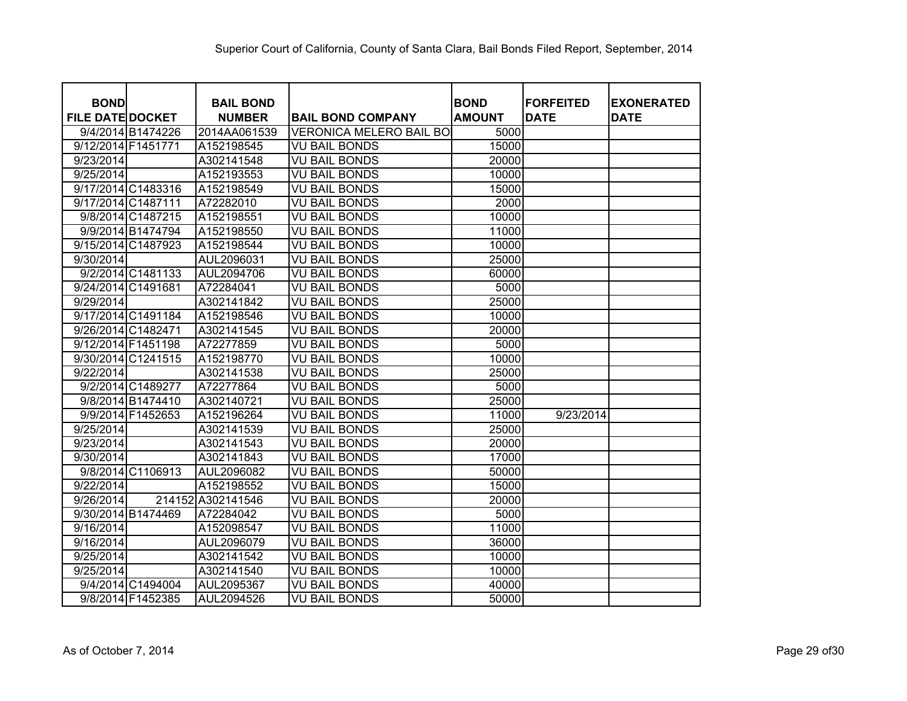Superior Court of California, County of Santa Clara, Bail Bonds Filed Report, September, 2014

| BOND FILE DATE | DOCKET | BAIL BOND NUMBER | BAIL BOND COMPANY | BOND AMOUNT | FORFEITED DATE | EXONERATED DATE |
|---|---|---|---|---|---|---|
| 9/4/2014 | B1474226 | 2014AA061539 | VERONICA MELERO BAIL BO | 5000 | | |
| 9/12/2014 | F1451771 | A152198545 | VU BAIL BONDS | 15000 | | |
| 9/23/2014 | | A302141548 | VU BAIL BONDS | 20000 | | |
| 9/25/2014 | | A152193553 | VU BAIL BONDS | 10000 | | |
| 9/17/2014 | C1483316 | A152198549 | VU BAIL BONDS | 15000 | | |
| 9/17/2014 | C1487111 | A72282010 | VU BAIL BONDS | 2000 | | |
| 9/8/2014 | C1487215 | A152198551 | VU BAIL BONDS | 10000 | | |
| 9/9/2014 | B1474794 | A152198550 | VU BAIL BONDS | 11000 | | |
| 9/15/2014 | C1487923 | A152198544 | VU BAIL BONDS | 10000 | | |
| 9/30/2014 | | AUL2096031 | VU BAIL BONDS | 25000 | | |
| 9/2/2014 | C1481133 | AUL2094706 | VU BAIL BONDS | 60000 | | |
| 9/24/2014 | C1491681 | A72284041 | VU BAIL BONDS | 5000 | | |
| 9/29/2014 | | A302141842 | VU BAIL BONDS | 25000 | | |
| 9/17/2014 | C1491184 | A152198546 | VU BAIL BONDS | 10000 | | |
| 9/26/2014 | C1482471 | A302141545 | VU BAIL BONDS | 20000 | | |
| 9/12/2014 | F1451198 | A72277859 | VU BAIL BONDS | 5000 | | |
| 9/30/2014 | C1241515 | A152198770 | VU BAIL BONDS | 10000 | | |
| 9/22/2014 | | A302141538 | VU BAIL BONDS | 25000 | | |
| 9/2/2014 | C1489277 | A72277864 | VU BAIL BONDS | 5000 | | |
| 9/8/2014 | B1474410 | A302140721 | VU BAIL BONDS | 25000 | | |
| 9/9/2014 | F1452653 | A152196264 | VU BAIL BONDS | 11000 | 9/23/2014 | |
| 9/25/2014 | | A302141539 | VU BAIL BONDS | 25000 | | |
| 9/23/2014 | | A302141543 | VU BAIL BONDS | 20000 | | |
| 9/30/2014 | | A302141843 | VU BAIL BONDS | 17000 | | |
| 9/8/2014 | C1106913 | AUL2096082 | VU BAIL BONDS | 50000 | | |
| 9/22/2014 | | A152198552 | VU BAIL BONDS | 15000 | | |
| 9/26/2014 | 214152 | A302141546 | VU BAIL BONDS | 20000 | | |
| 9/30/2014 | B1474469 | A72284042 | VU BAIL BONDS | 5000 | | |
| 9/16/2014 | | A152098547 | VU BAIL BONDS | 11000 | | |
| 9/16/2014 | | AUL2096079 | VU BAIL BONDS | 36000 | | |
| 9/25/2014 | | A302141542 | VU BAIL BONDS | 10000 | | |
| 9/25/2014 | | A302141540 | VU BAIL BONDS | 10000 | | |
| 9/4/2014 | C1494004 | AUL2095367 | VU BAIL BONDS | 40000 | | |
| 9/8/2014 | F1452385 | AUL2094526 | VU BAIL BONDS | 50000 | | |

As of October 7, 2014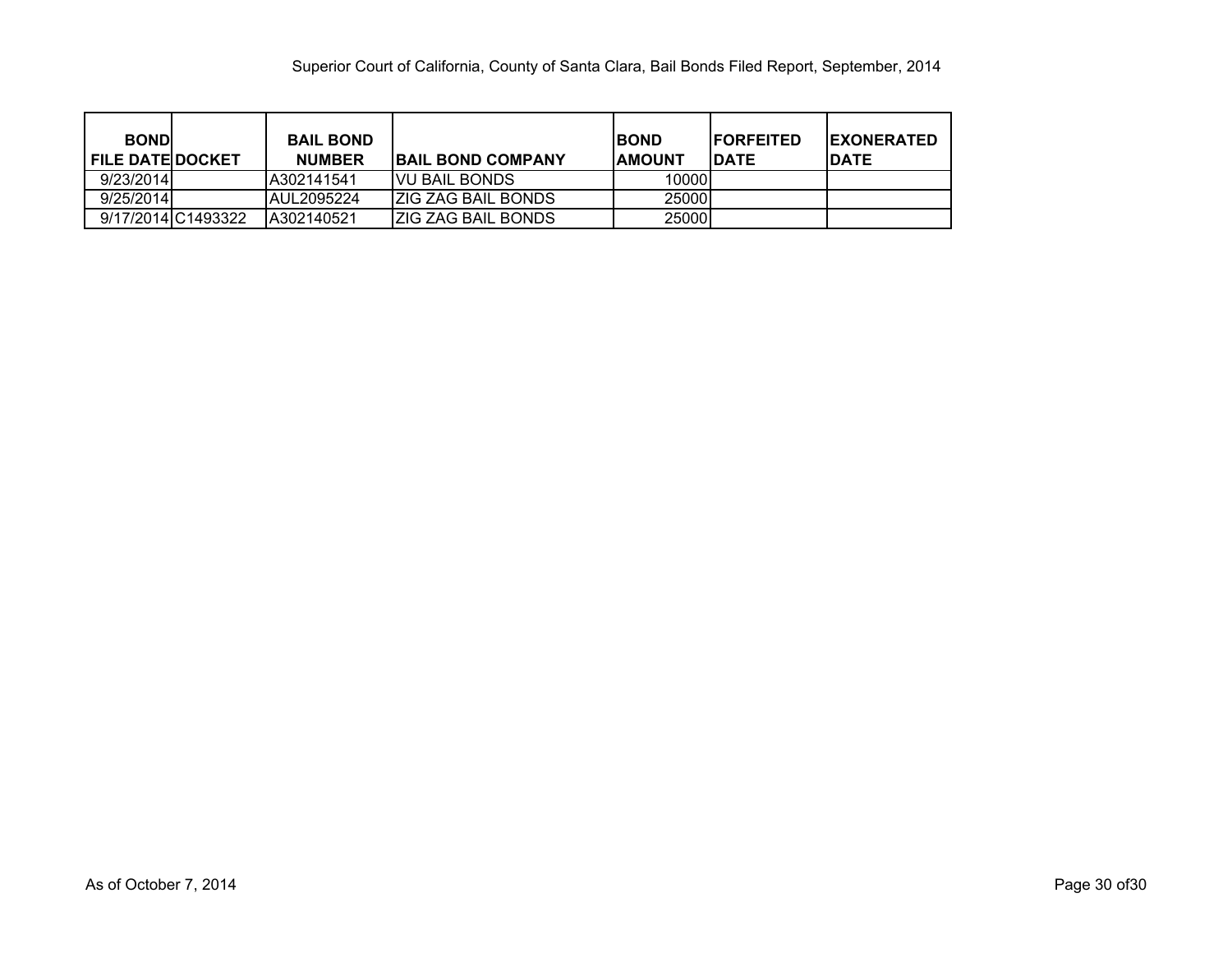Superior Court of California, County of Santa Clara, Bail Bonds Filed Report, September, 2014

| BOND FILE DATE | DOCKET | BAIL BOND NUMBER | BAIL BOND COMPANY | BOND AMOUNT | FORFEITED DATE | EXONERATED DATE |
|---|---|---|---|---|---|---|
| 9/23/2014 | | A302141541 | VU BAIL BONDS | 10000 | | |
| 9/25/2014 | | AUL2095224 | ZIG ZAG BAIL BONDS | 25000 | | |
| 9/17/2014 | C1493322 | A302140521 | ZIG ZAG BAIL BONDS | 25000 | | |

As of October 7, 2014